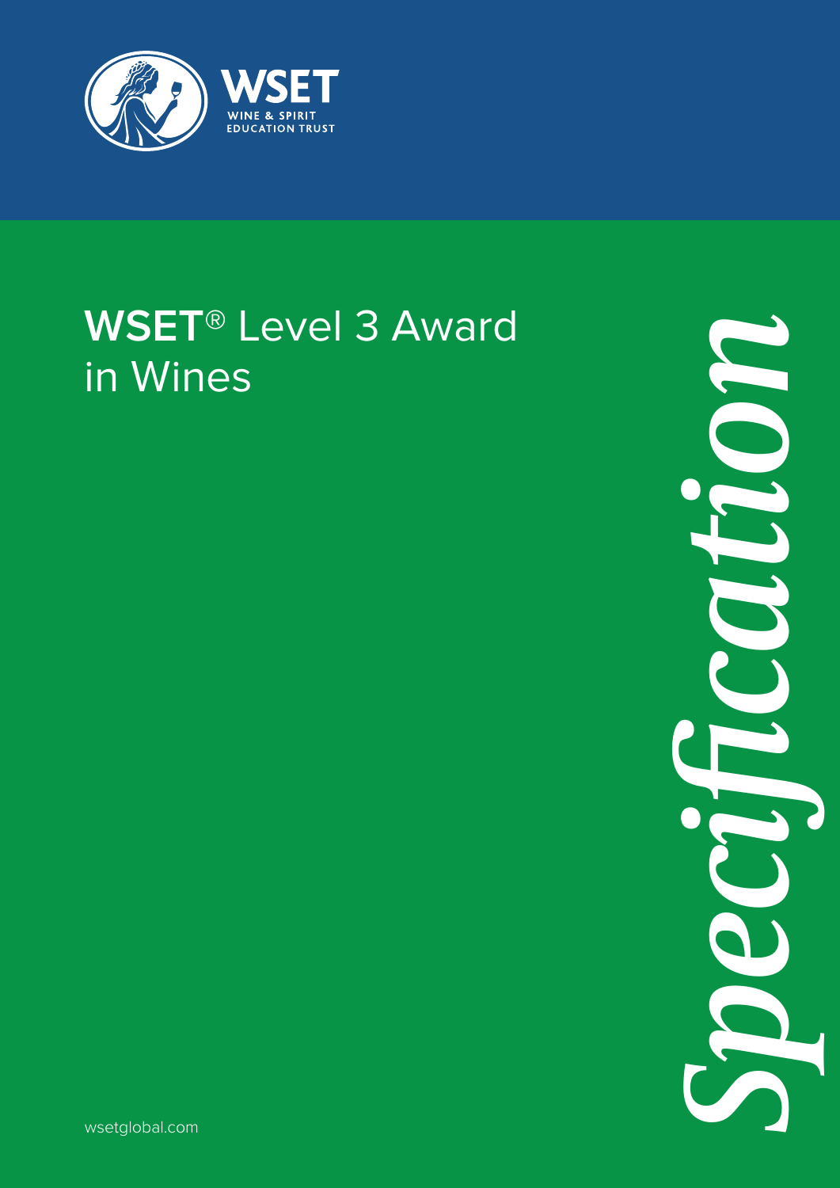WSET
WINE & SPIRIT EDUCATION TRUST

# WSET® Level 3 Award in Wines

*Specification*

wsetglobal.com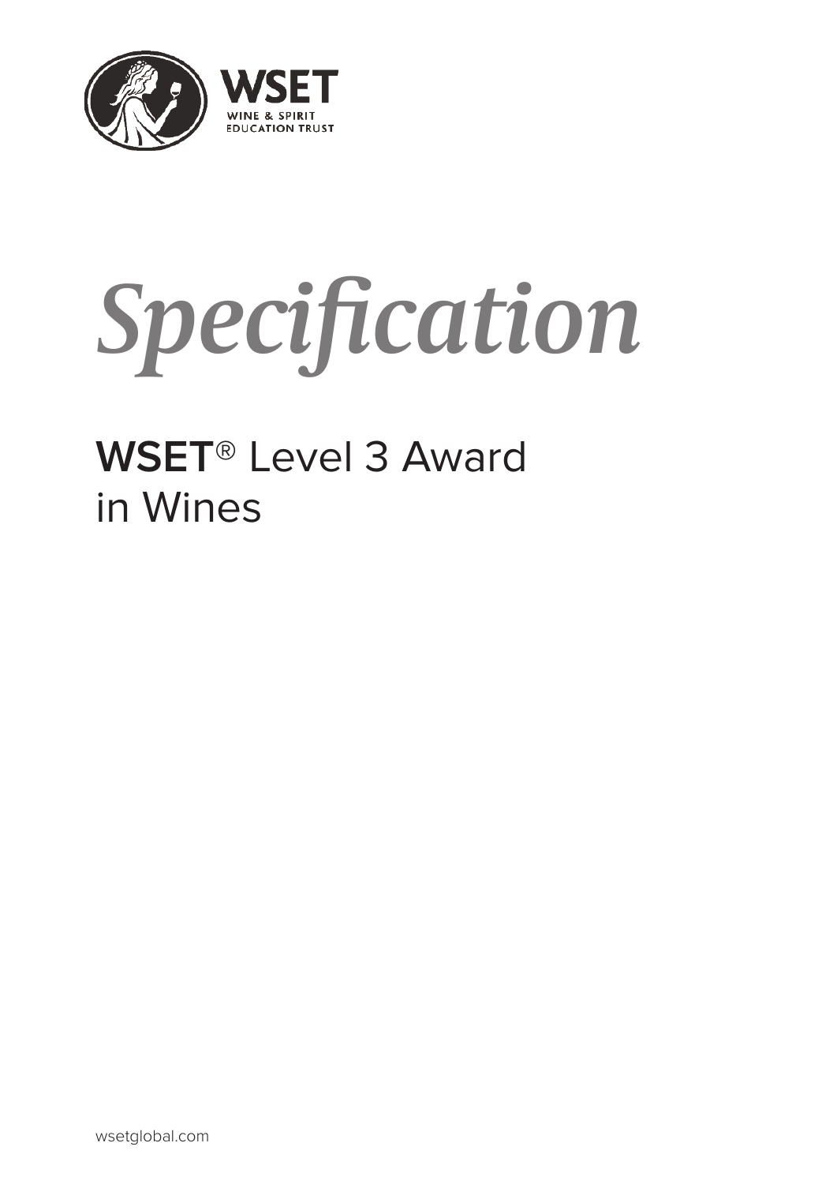WSET

WINE & SPIRIT EDUCATION TRUST

# *Specification*

## **WSET**® Level 3 Award in Wines

wsetglobal.com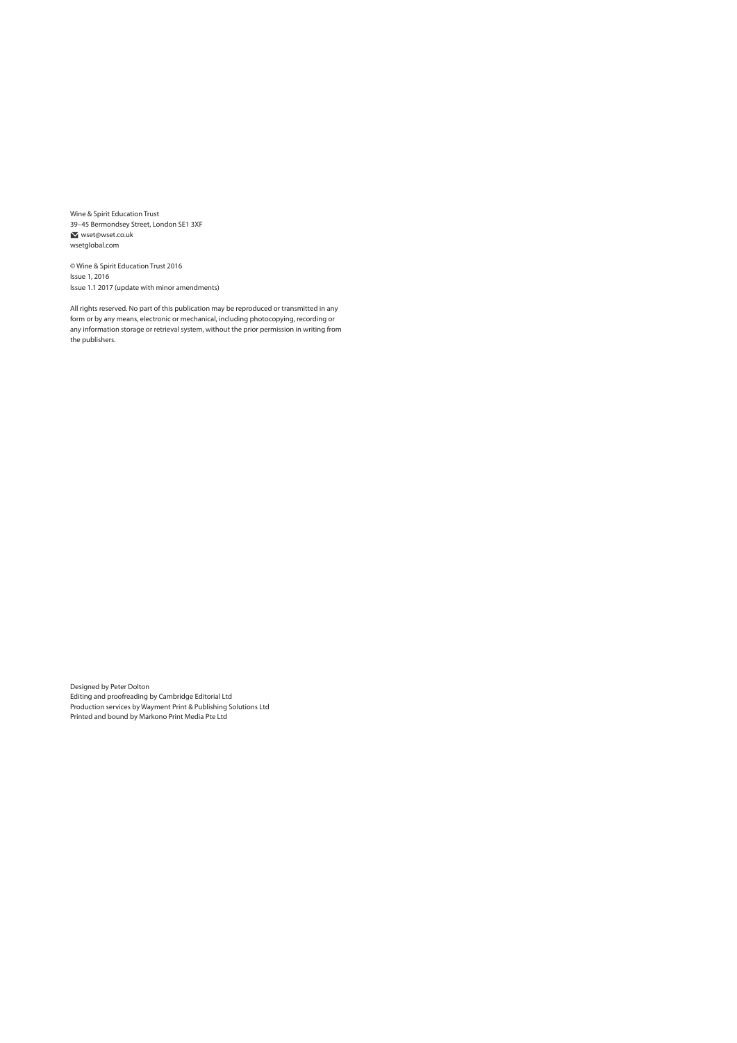Wine & Spirit Education Trust
39–45 Bermondsey Street, London SE1 3XF
✉ wset@wset.co.uk
wsetglobal.com

© Wine & Spirit Education Trust 2016
Issue 1, 2016
Issue 1.1 2017 (update with minor amendments)

All rights reserved. No part of this publication may be reproduced or transmitted in any form or by any means, electronic or mechanical, including photocopying, recording or any information storage or retrieval system, without the prior permission in writing from the publishers.

Designed by Peter Dolton
Editing and proofreading by Cambridge Editorial Ltd
Production services by Wayment Print & Publishing Solutions Ltd
Printed and bound by Markono Print Media Pte Ltd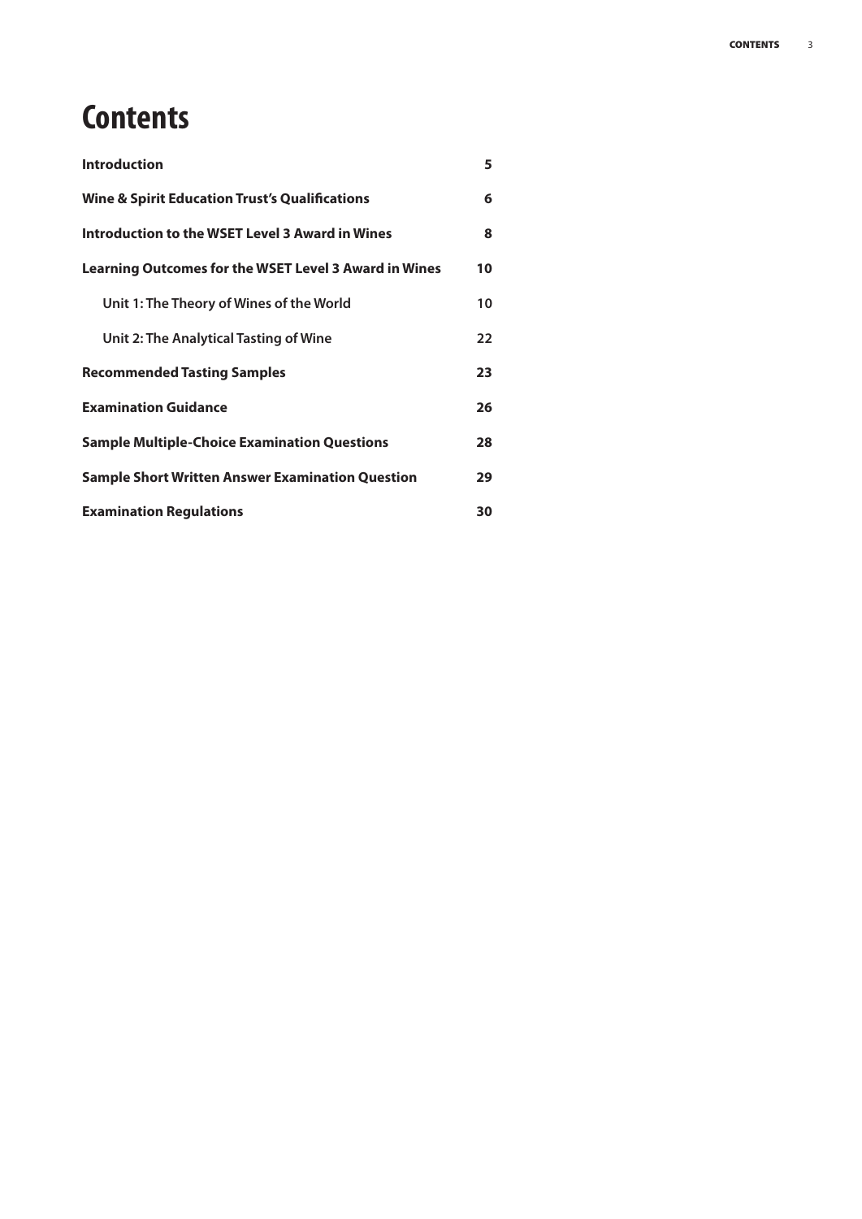# Contents

| | |
|---|---|
| **Introduction** | **5** |
| **Wine & Spirit Education Trust's Qualifications** | **6** |
| **Introduction to the WSET Level 3 Award in Wines** | **8** |
| **Learning Outcomes for the WSET Level 3 Award in Wines** | **10** |
| **Unit 1: The Theory of Wines of the World** | **10** |
| **Unit 2: The Analytical Tasting of Wine** | **22** |
| **Recommended Tasting Samples** | **23** |
| **Examination Guidance** | **26** |
| **Sample Multiple-Choice Examination Questions** | **28** |
| **Sample Short Written Answer Examination Question** | **29** |
| **Examination Regulations** | **30** |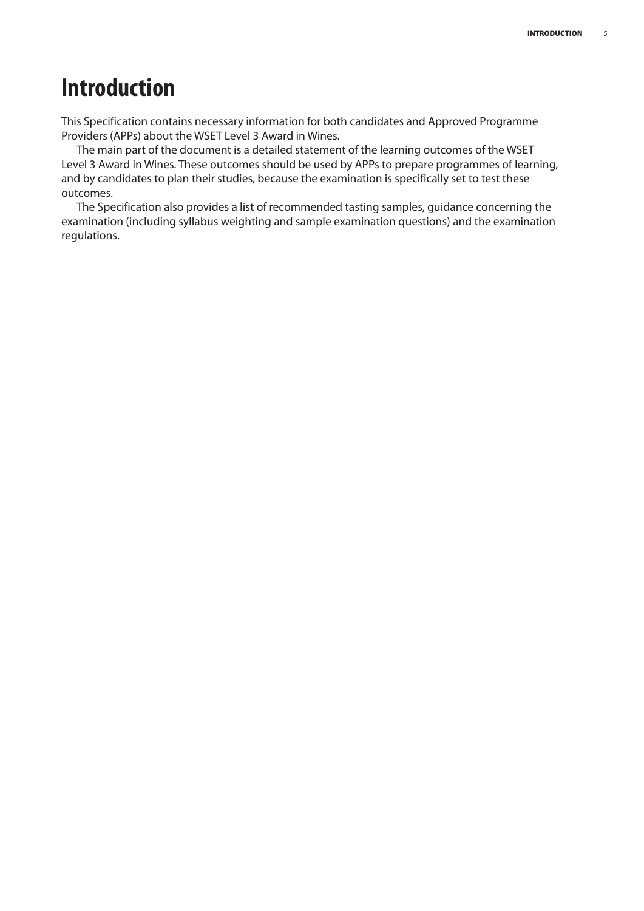# Introduction

This Specification contains necessary information for both candidates and Approved Programme Providers (APPs) about the WSET Level 3 Award in Wines.

The main part of the document is a detailed statement of the learning outcomes of the WSET Level 3 Award in Wines. These outcomes should be used by APPs to prepare programmes of learning, and by candidates to plan their studies, because the examination is specifically set to test these outcomes.

The Specification also provides a list of recommended tasting samples, guidance concerning the examination (including syllabus weighting and sample examination questions) and the examination regulations.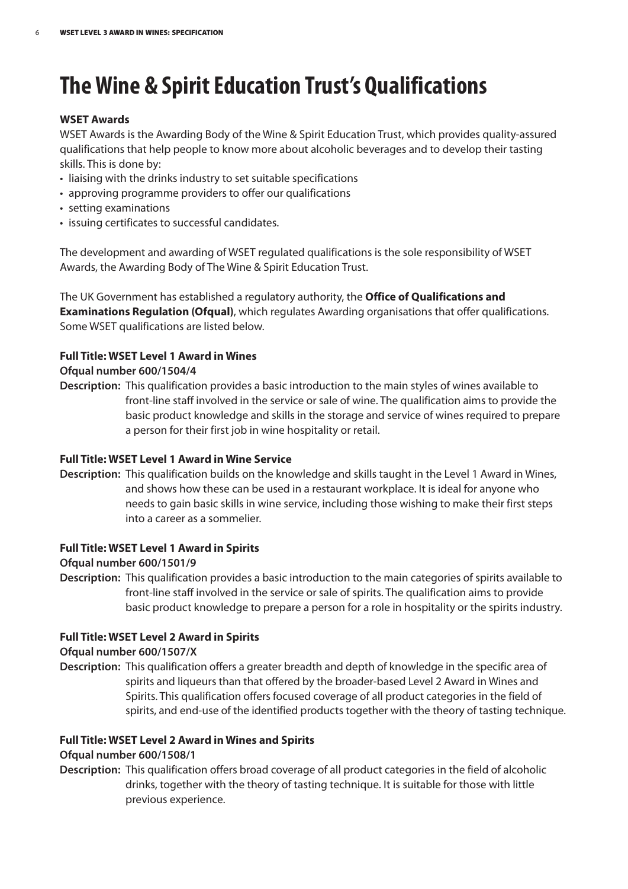# The Wine & Spirit Education Trust's Qualifications

**WSET Awards**

WSET Awards is the Awarding Body of the Wine & Spirit Education Trust, which provides quality-assured qualifications that help people to know more about alcoholic beverages and to develop their tasting skills. This is done by:

- liaising with the drinks industry to set suitable specifications
- approving programme providers to offer our qualifications
- setting examinations
- issuing certificates to successful candidates.

The development and awarding of WSET regulated qualifications is the sole responsibility of WSET Awards, the Awarding Body of The Wine & Spirit Education Trust.

The UK Government has established a regulatory authority, the **Office of Qualifications and Examinations Regulation (Ofqual)**, which regulates Awarding organisations that offer qualifications. Some WSET qualifications are listed below.

**Full Title: WSET Level 1 Award in Wines**
**Ofqual number 600/1504/4**

**Description:** This qualification provides a basic introduction to the main styles of wines available to front-line staff involved in the service or sale of wine. The qualification aims to provide the basic product knowledge and skills in the storage and service of wines required to prepare a person for their first job in wine hospitality or retail.

**Full Title: WSET Level 1 Award in Wine Service**

**Description:** This qualification builds on the knowledge and skills taught in the Level 1 Award in Wines, and shows how these can be used in a restaurant workplace. It is ideal for anyone who needs to gain basic skills in wine service, including those wishing to make their first steps into a career as a sommelier.

**Full Title: WSET Level 1 Award in Spirits**
**Ofqual number 600/1501/9**

**Description:** This qualification provides a basic introduction to the main categories of spirits available to front-line staff involved in the service or sale of spirits. The qualification aims to provide basic product knowledge to prepare a person for a role in hospitality or the spirits industry.

**Full Title: WSET Level 2 Award in Spirits**
**Ofqual number 600/1507/X**

**Description:** This qualification offers a greater breadth and depth of knowledge in the specific area of spirits and liqueurs than that offered by the broader-based Level 2 Award in Wines and Spirits. This qualification offers focused coverage of all product categories in the field of spirits, and end-use of the identified products together with the theory of tasting technique.

**Full Title: WSET Level 2 Award in Wines and Spirits**
**Ofqual number 600/1508/1**

**Description:** This qualification offers broad coverage of all product categories in the field of alcoholic drinks, together with the theory of tasting technique. It is suitable for those with little previous experience.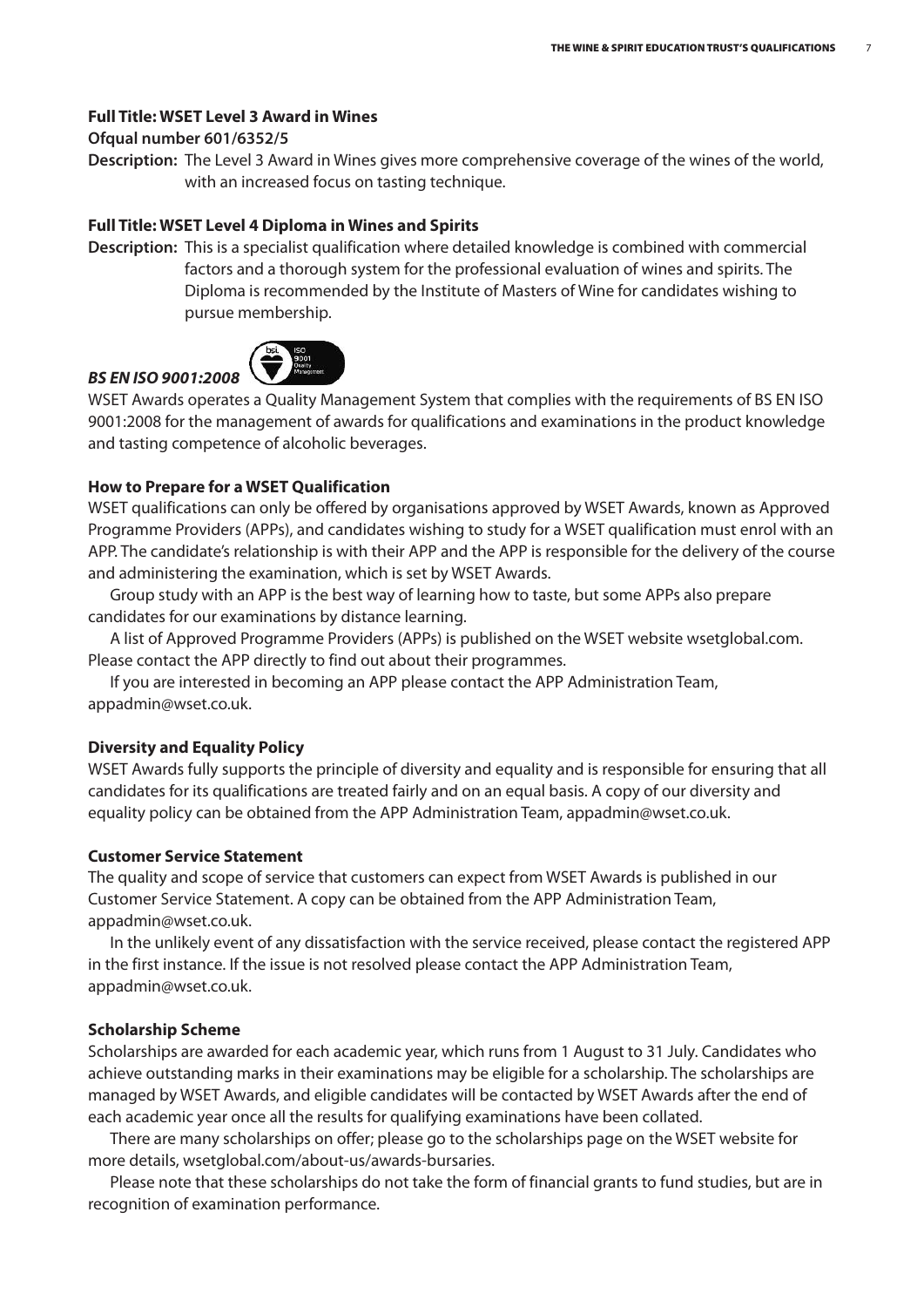**Full Title: WSET Level 3 Award in Wines**

**Ofqual number 601/6352/5**

**Description:** The Level 3 Award in Wines gives more comprehensive coverage of the wines of the world, with an increased focus on tasting technique.

**Full Title: WSET Level 4 Diploma in Wines and Spirits**

**Description:** This is a specialist qualification where detailed knowledge is combined with commercial factors and a thorough system for the professional evaluation of wines and spirits. The Diploma is recommended by the Institute of Masters of Wine for candidates wishing to pursue membership.

***BS EN ISO 9001:2008***

WSET Awards operates a Quality Management System that complies with the requirements of BS EN ISO 9001:2008 for the management of awards for qualifications and examinations in the product knowledge and tasting competence of alcoholic beverages.

**How to Prepare for a WSET Qualification**

WSET qualifications can only be offered by organisations approved by WSET Awards, known as Approved Programme Providers (APPs), and candidates wishing to study for a WSET qualification must enrol with an APP. The candidate's relationship is with their APP and the APP is responsible for the delivery of the course and administering the examination, which is set by WSET Awards.

Group study with an APP is the best way of learning how to taste, but some APPs also prepare candidates for our examinations by distance learning.

A list of Approved Programme Providers (APPs) is published on the WSET website wsetglobal.com. Please contact the APP directly to find out about their programmes.

If you are interested in becoming an APP please contact the APP Administration Team, appadmin@wset.co.uk.

**Diversity and Equality Policy**

WSET Awards fully supports the principle of diversity and equality and is responsible for ensuring that all candidates for its qualifications are treated fairly and on an equal basis. A copy of our diversity and equality policy can be obtained from the APP Administration Team, appadmin@wset.co.uk.

**Customer Service Statement**

The quality and scope of service that customers can expect from WSET Awards is published in our Customer Service Statement. A copy can be obtained from the APP Administration Team, appadmin@wset.co.uk.

In the unlikely event of any dissatisfaction with the service received, please contact the registered APP in the first instance. If the issue is not resolved please contact the APP Administration Team, appadmin@wset.co.uk.

**Scholarship Scheme**

Scholarships are awarded for each academic year, which runs from 1 August to 31 July. Candidates who achieve outstanding marks in their examinations may be eligible for a scholarship. The scholarships are managed by WSET Awards, and eligible candidates will be contacted by WSET Awards after the end of each academic year once all the results for qualifying examinations have been collated.

There are many scholarships on offer; please go to the scholarships page on the WSET website for more details, wsetglobal.com/about-us/awards-bursaries.

Please note that these scholarships do not take the form of financial grants to fund studies, but are in recognition of examination performance.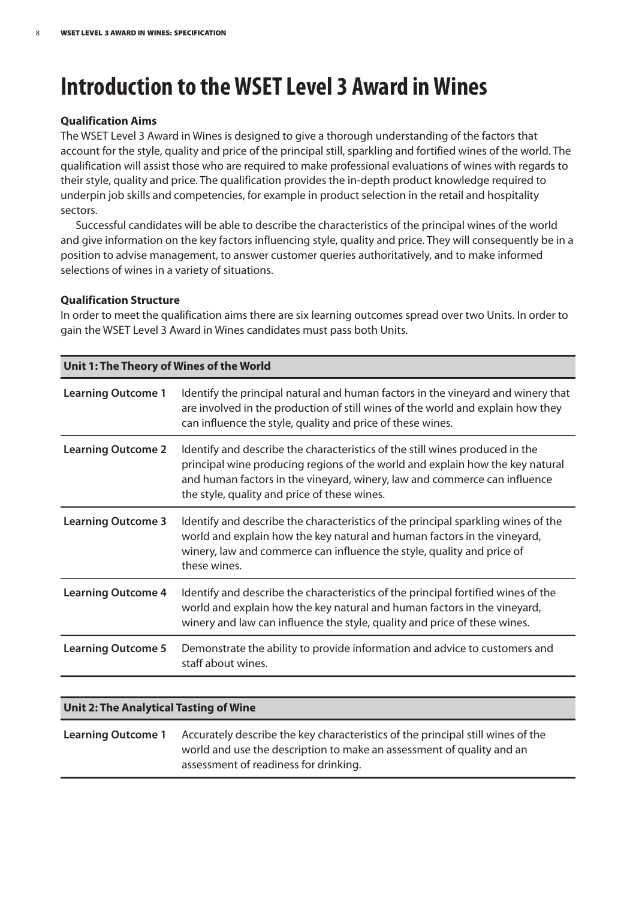# Introduction to the WSET Level 3 Award in Wines

**Qualification Aims**

The WSET Level 3 Award in Wines is designed to give a thorough understanding of the factors that account for the style, quality and price of the principal still, sparkling and fortified wines of the world. The qualification will assist those who are required to make professional evaluations of wines with regards to their style, quality and price. The qualification provides the in-depth product knowledge required to underpin job skills and competencies, for example in product selection in the retail and hospitality sectors.

Successful candidates will be able to describe the characteristics of the principal wines of the world and give information on the key factors influencing style, quality and price. They will consequently be in a position to advise management, to answer customer queries authoritatively, and to make informed selections of wines in a variety of situations.

**Qualification Structure**

In order to meet the qualification aims there are six learning outcomes spread over two Units. In order to gain the WSET Level 3 Award in Wines candidates must pass both Units.

| **Unit 1: The Theory of Wines of the World** | |
|---|---|
| **Learning Outcome 1** | Identify the principal natural and human factors in the vineyard and winery that are involved in the production of still wines of the world and explain how they can influence the style, quality and price of these wines. |
| **Learning Outcome 2** | Identify and describe the characteristics of the still wines produced in the principal wine producing regions of the world and explain how the key natural and human factors in the vineyard, winery, law and commerce can influence the style, quality and price of these wines. |
| **Learning Outcome 3** | Identify and describe the characteristics of the principal sparkling wines of the world and explain how the key natural and human factors in the vineyard, winery, law and commerce can influence the style, quality and price of these wines. |
| **Learning Outcome 4** | Identify and describe the characteristics of the principal fortified wines of the world and explain how the key natural and human factors in the vineyard, winery and law can influence the style, quality and price of these wines. |
| **Learning Outcome 5** | Demonstrate the ability to provide information and advice to customers and staff about wines. |

| **Unit 2: The Analytical Tasting of Wine** | |
|---|---|
| **Learning Outcome 1** | Accurately describe the key characteristics of the principal still wines of the world and use the description to make an assessment of quality and an assessment of readiness for drinking. |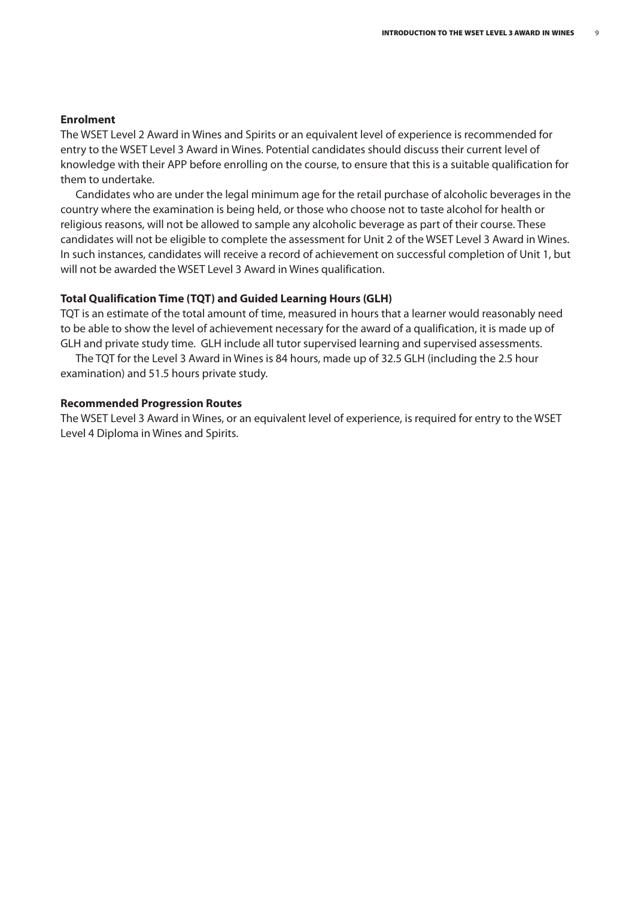**Enrolment**

The WSET Level 2 Award in Wines and Spirits or an equivalent level of experience is recommended for entry to the WSET Level 3 Award in Wines. Potential candidates should discuss their current level of knowledge with their APP before enrolling on the course, to ensure that this is a suitable qualification for them to undertake.

Candidates who are under the legal minimum age for the retail purchase of alcoholic beverages in the country where the examination is being held, or those who choose not to taste alcohol for health or religious reasons, will not be allowed to sample any alcoholic beverage as part of their course. These candidates will not be eligible to complete the assessment for Unit 2 of the WSET Level 3 Award in Wines. In such instances, candidates will receive a record of achievement on successful completion of Unit 1, but will not be awarded the WSET Level 3 Award in Wines qualification.

**Total Qualification Time (TQT) and Guided Learning Hours (GLH)**

TQT is an estimate of the total amount of time, measured in hours that a learner would reasonably need to be able to show the level of achievement necessary for the award of a qualification, it is made up of GLH and private study time. GLH include all tutor supervised learning and supervised assessments.

The TQT for the Level 3 Award in Wines is 84 hours, made up of 32.5 GLH (including the 2.5 hour examination) and 51.5 hours private study.

**Recommended Progression Routes**

The WSET Level 3 Award in Wines, or an equivalent level of experience, is required for entry to the WSET Level 4 Diploma in Wines and Spirits.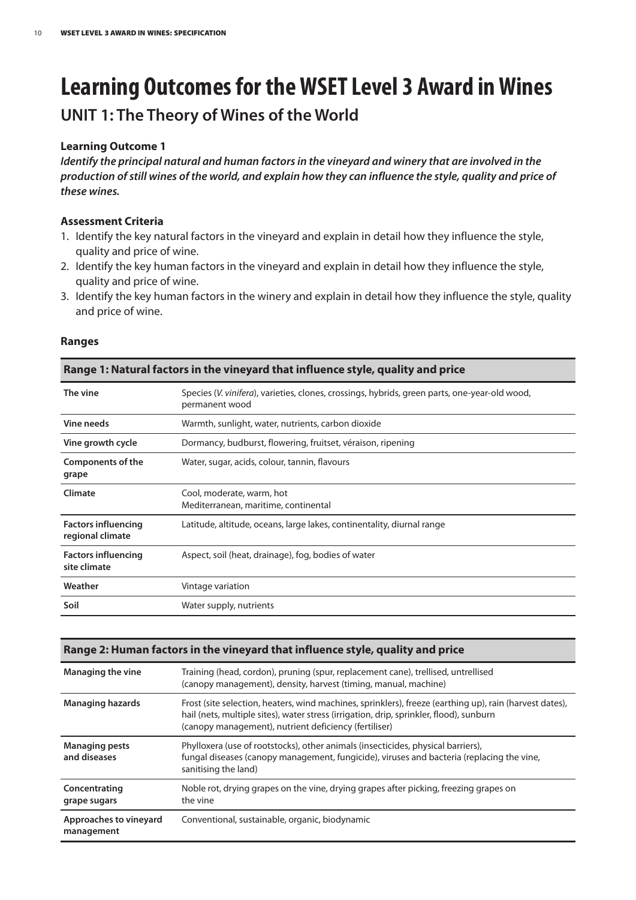# Learning Outcomes for the WSET Level 3 Award in Wines

## UNIT 1: The Theory of Wines of the World

### Learning Outcome 1

***Identify the principal natural and human factors in the vineyard and winery that are involved in the production of still wines of the world, and explain how they can influence the style, quality and price of these wines.***

### Assessment Criteria

1. Identify the key natural factors in the vineyard and explain in detail how they influence the style, quality and price of wine.
2. Identify the key human factors in the vineyard and explain in detail how they influence the style, quality and price of wine.
3. Identify the key human factors in the winery and explain in detail how they influence the style, quality and price of wine.

### Ranges

| Range 1: Natural factors in the vineyard that influence style, quality and price | |
|---|---|
| **The vine** | Species (*V. vinifera*), varieties, clones, crossings, hybrids, green parts, one-year-old wood, permanent wood |
| **Vine needs** | Warmth, sunlight, water, nutrients, carbon dioxide |
| **Vine growth cycle** | Dormancy, budburst, flowering, fruitset, véraison, ripening |
| **Components of the grape** | Water, sugar, acids, colour, tannin, flavours |
| **Climate** | Cool, moderate, warm, hot<br>Mediterranean, maritime, continental |
| **Factors influencing regional climate** | Latitude, altitude, oceans, large lakes, continentality, diurnal range |
| **Factors influencing site climate** | Aspect, soil (heat, drainage), fog, bodies of water |
| **Weather** | Vintage variation |
| **Soil** | Water supply, nutrients |

| Range 2: Human factors in the vineyard that influence style, quality and price | |
|---|---|
| **Managing the vine** | Training (head, cordon), pruning (spur, replacement cane), trellised, untrellised (canopy management), density, harvest (timing, manual, machine) |
| **Managing hazards** | Frost (site selection, heaters, wind machines, sprinklers), freeze (earthing up), rain (harvest dates), hail (nets, multiple sites), water stress (irrigation, drip, sprinkler, flood), sunburn (canopy management), nutrient deficiency (fertiliser) |
| **Managing pests and diseases** | Phylloxera (use of rootstocks), other animals (insecticides, physical barriers), fungal diseases (canopy management, fungicide), viruses and bacteria (replacing the vine, sanitising the land) |
| **Concentrating grape sugars** | Noble rot, drying grapes on the vine, drying grapes after picking, freezing grapes on the vine |
| **Approaches to vineyard management** | Conventional, sustainable, organic, biodynamic |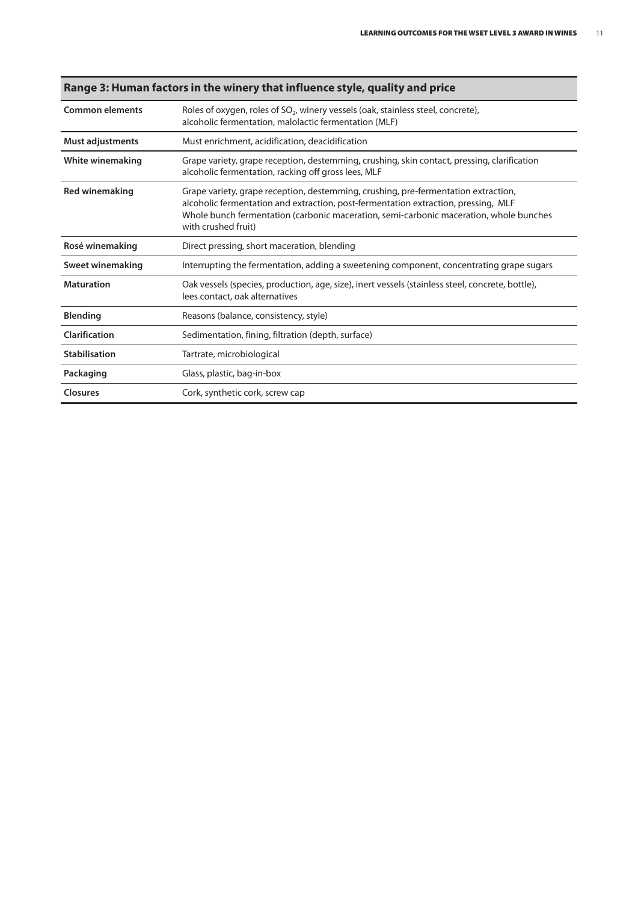## Range 3: Human factors in the winery that influence style, quality and price

| | |
|---|---|
| **Common elements** | Roles of oxygen, roles of $SO_2$, winery vessels (oak, stainless steel, concrete), alcoholic fermentation, malolactic fermentation (MLF) |
| **Must adjustments** | Must enrichment, acidification, deacidification |
| **White winemaking** | Grape variety, grape reception, destemming, crushing, skin contact, pressing, clarification alcoholic fermentation, racking off gross lees, MLF |
| **Red winemaking** | Grape variety, grape reception, destemming, crushing, pre-fermentation extraction, alcoholic fermentation and extraction, post-fermentation extraction, pressing, MLF<br>Whole bunch fermentation (carbonic maceration, semi-carbonic maceration, whole bunches with crushed fruit) |
| **Rosé winemaking** | Direct pressing, short maceration, blending |
| **Sweet winemaking** | Interrupting the fermentation, adding a sweetening component, concentrating grape sugars |
| **Maturation** | Oak vessels (species, production, age, size), inert vessels (stainless steel, concrete, bottle), lees contact, oak alternatives |
| **Blending** | Reasons (balance, consistency, style) |
| **Clarification** | Sedimentation, fining, filtration (depth, surface) |
| **Stabilisation** | Tartrate, microbiological |
| **Packaging** | Glass, plastic, bag-in-box |
| **Closures** | Cork, synthetic cork, screw cap |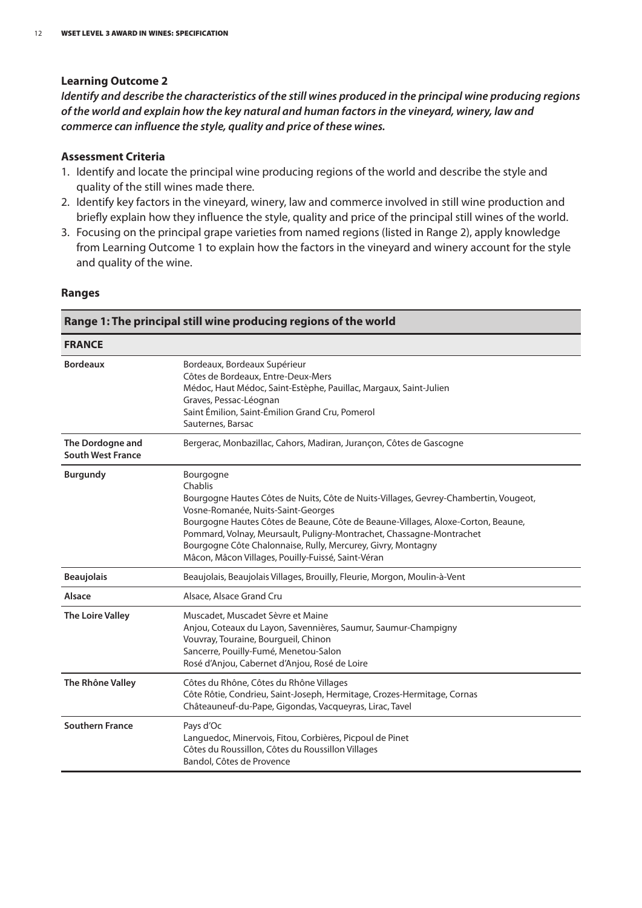### Learning Outcome 2

***Identify and describe the characteristics of the still wines produced in the principal wine producing regions of the world and explain how the key natural and human factors in the vineyard, winery, law and commerce can influence the style, quality and price of these wines.***

### Assessment Criteria

1. Identify and locate the principal wine producing regions of the world and describe the style and quality of the still wines made there.
2. Identify key factors in the vineyard, winery, law and commerce involved in still wine production and briefly explain how they influence the style, quality and price of the principal still wines of the world.
3. Focusing on the principal grape varieties from named regions (listed in Range 2), apply knowledge from Learning Outcome 1 to explain how the factors in the vineyard and winery account for the style and quality of the wine.

### Ranges

| **Range 1: The principal still wine producing regions of the world** | |
|---|---|
| **FRANCE** | |
| **Bordeaux** | Bordeaux, Bordeaux Supérieur<br>Côtes de Bordeaux, Entre-Deux-Mers<br>Médoc, Haut Médoc, Saint-Estèphe, Pauillac, Margaux, Saint-Julien<br>Graves, Pessac-Léognan<br>Saint Émilion, Saint-Émilion Grand Cru, Pomerol<br>Sauternes, Barsac |
| **The Dordogne and South West France** | Bergerac, Monbazillac, Cahors, Madiran, Jurançon, Côtes de Gascogne |
| **Burgundy** | Bourgogne<br>Chablis<br>Bourgogne Hautes Côtes de Nuits, Côte de Nuits-Villages, Gevrey-Chambertin, Vougeot, Vosne-Romanée, Nuits-Saint-Georges<br>Bourgogne Hautes Côtes de Beaune, Côte de Beaune-Villages, Aloxe-Corton, Beaune, Pommard, Volnay, Meursault, Puligny-Montrachet, Chassagne-Montrachet<br>Bourgogne Côte Chalonnaise, Rully, Mercurey, Givry, Montagny<br>Mâcon, Mâcon Villages, Pouilly-Fuissé, Saint-Véran |
| **Beaujolais** | Beaujolais, Beaujolais Villages, Brouilly, Fleurie, Morgon, Moulin-à-Vent |
| **Alsace** | Alsace, Alsace Grand Cru |
| **The Loire Valley** | Muscadet, Muscadet Sèvre et Maine<br>Anjou, Coteaux du Layon, Savennières, Saumur, Saumur-Champigny<br>Vouvray, Touraine, Bourgueil, Chinon<br>Sancerre, Pouilly-Fumé, Menetou-Salon<br>Rosé d'Anjou, Cabernet d'Anjou, Rosé de Loire |
| **The Rhône Valley** | Côtes du Rhône, Côtes du Rhône Villages<br>Côte Rôtie, Condrieu, Saint-Joseph, Hermitage, Crozes-Hermitage, Cornas<br>Châteauneuf-du-Pape, Gigondas, Vacqueyras, Lirac, Tavel |
| **Southern France** | Pays d'Oc<br>Languedoc, Minervois, Fitou, Corbières, Picpoul de Pinet<br>Côtes du Roussillon, Côtes du Roussillon Villages<br>Bandol, Côtes de Provence |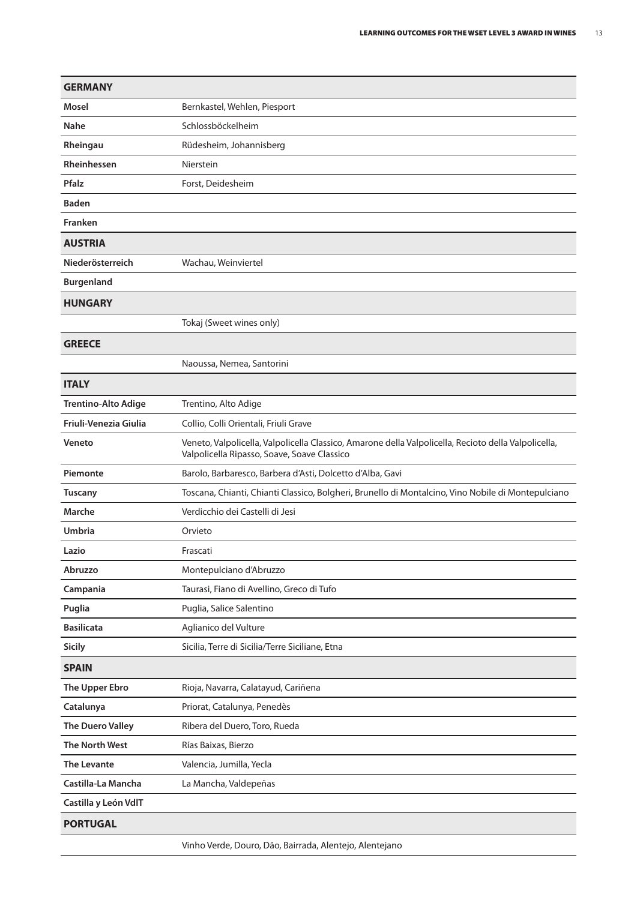| GERMANY | |
|---|---|
| **Mosel** | Bernkastel, Wehlen, Piesport |
| **Nahe** | Schlossböckelheim |
| **Rheingau** | Rüdesheim, Johannisberg |
| **Rheinhessen** | Nierstein |
| **Pfalz** | Forst, Deidesheim |
| **Baden** | |
| **Franken** | |
| **AUSTRIA** | |
| **Niederösterreich** | Wachau, Weinviertel |
| **Burgenland** | |
| **HUNGARY** | |
| | Tokaj (Sweet wines only) |
| **GREECE** | |
| | Naoussa, Nemea, Santorini |
| **ITALY** | |
| **Trentino-Alto Adige** | Trentino, Alto Adige |
| **Friuli-Venezia Giulia** | Collio, Colli Orientali, Friuli Grave |
| **Veneto** | Veneto, Valpolicella, Valpolicella Classico, Amarone della Valpolicella, Recioto della Valpolicella, Valpolicella Ripasso, Soave, Soave Classico |
| **Piemonte** | Barolo, Barbaresco, Barbera d'Asti, Dolcetto d'Alba, Gavi |
| **Tuscany** | Toscana, Chianti, Chianti Classico, Bolgheri, Brunello di Montalcino, Vino Nobile di Montepulciano |
| **Marche** | Verdicchio dei Castelli di Jesi |
| **Umbria** | Orvieto |
| **Lazio** | Frascati |
| **Abruzzo** | Montepulciano d'Abruzzo |
| **Campania** | Taurasi, Fiano di Avellino, Greco di Tufo |
| **Puglia** | Puglia, Salice Salentino |
| **Basilicata** | Aglianico del Vulture |
| **Sicily** | Sicilia, Terre di Sicilia/Terre Siciliane, Etna |
| **SPAIN** | |
| **The Upper Ebro** | Rioja, Navarra, Calatayud, Cariñena |
| **Catalunya** | Priorat, Catalunya, Penedès |
| **The Duero Valley** | Ribera del Duero, Toro, Rueda |
| **The North West** | Rías Baixas, Bierzo |
| **The Levante** | Valencia, Jumilla, Yecla |
| **Castilla-La Mancha** | La Mancha, Valdepeñas |
| **Castilla y León VdlT** | |
| **PORTUGAL** | |
| | Vinho Verde, Douro, Dão, Bairrada, Alentejo, Alentejano |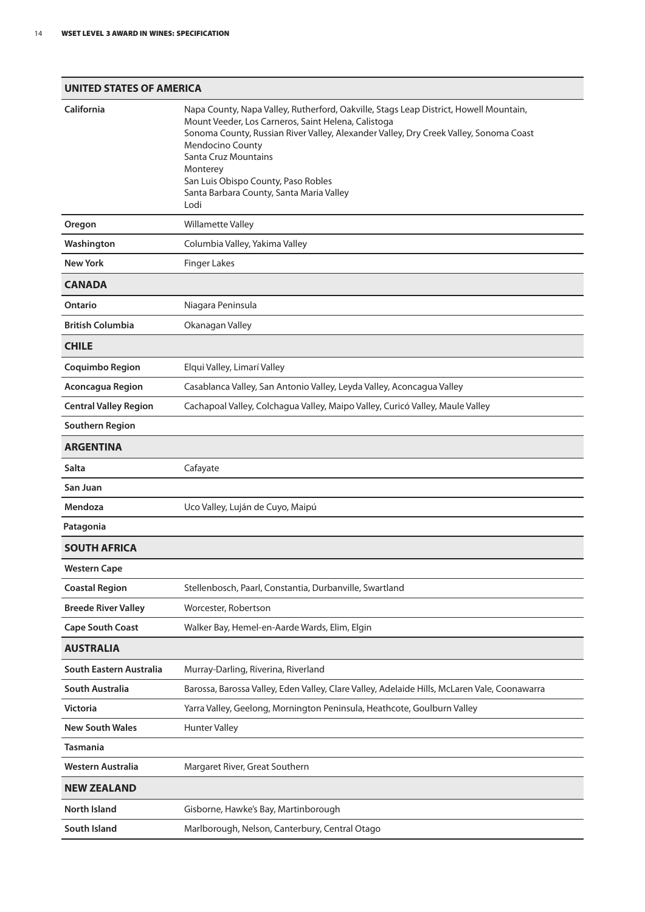| UNITED STATES OF AMERICA | |
|---|---|
| **California** | Napa County, Napa Valley, Rutherford, Oakville, Stags Leap District, Howell Mountain, Mount Veeder, Los Carneros, Saint Helena, Calistoga<br>Sonoma County, Russian River Valley, Alexander Valley, Dry Creek Valley, Sonoma Coast<br>Mendocino County<br>Santa Cruz Mountains<br>Monterey<br>San Luis Obispo County, Paso Robles<br>Santa Barbara County, Santa Maria Valley<br>Lodi |
| **Oregon** | Willamette Valley |
| **Washington** | Columbia Valley, Yakima Valley |
| **New York** | Finger Lakes |
| **CANADA** | |
| **Ontario** | Niagara Peninsula |
| **British Columbia** | Okanagan Valley |
| **CHILE** | |
| **Coquimbo Region** | Elqui Valley, Limarí Valley |
| **Aconcagua Region** | Casablanca Valley, San Antonio Valley, Leyda Valley, Aconcagua Valley |
| **Central Valley Region** | Cachapoal Valley, Colchagua Valley, Maipo Valley, Curicó Valley, Maule Valley |
| **Southern Region** | |
| **ARGENTINA** | |
| **Salta** | Cafayate |
| **San Juan** | |
| **Mendoza** | Uco Valley, Luján de Cuyo, Maipú |
| **Patagonia** | |
| **SOUTH AFRICA** | |
| **Western Cape** | |
| **Coastal Region** | Stellenbosch, Paarl, Constantia, Durbanville, Swartland |
| **Breede River Valley** | Worcester, Robertson |
| **Cape South Coast** | Walker Bay, Hemel-en-Aarde Wards, Elim, Elgin |
| **AUSTRALIA** | |
| **South Eastern Australia** | Murray-Darling, Riverina, Riverland |
| **South Australia** | Barossa, Barossa Valley, Eden Valley, Clare Valley, Adelaide Hills, McLaren Vale, Coonawarra |
| **Victoria** | Yarra Valley, Geelong, Mornington Peninsula, Heathcote, Goulburn Valley |
| **New South Wales** | Hunter Valley |
| **Tasmania** | |
| **Western Australia** | Margaret River, Great Southern |
| **NEW ZEALAND** | |
| **North Island** | Gisborne, Hawke's Bay, Martinborough |
| **South Island** | Marlborough, Nelson, Canterbury, Central Otago |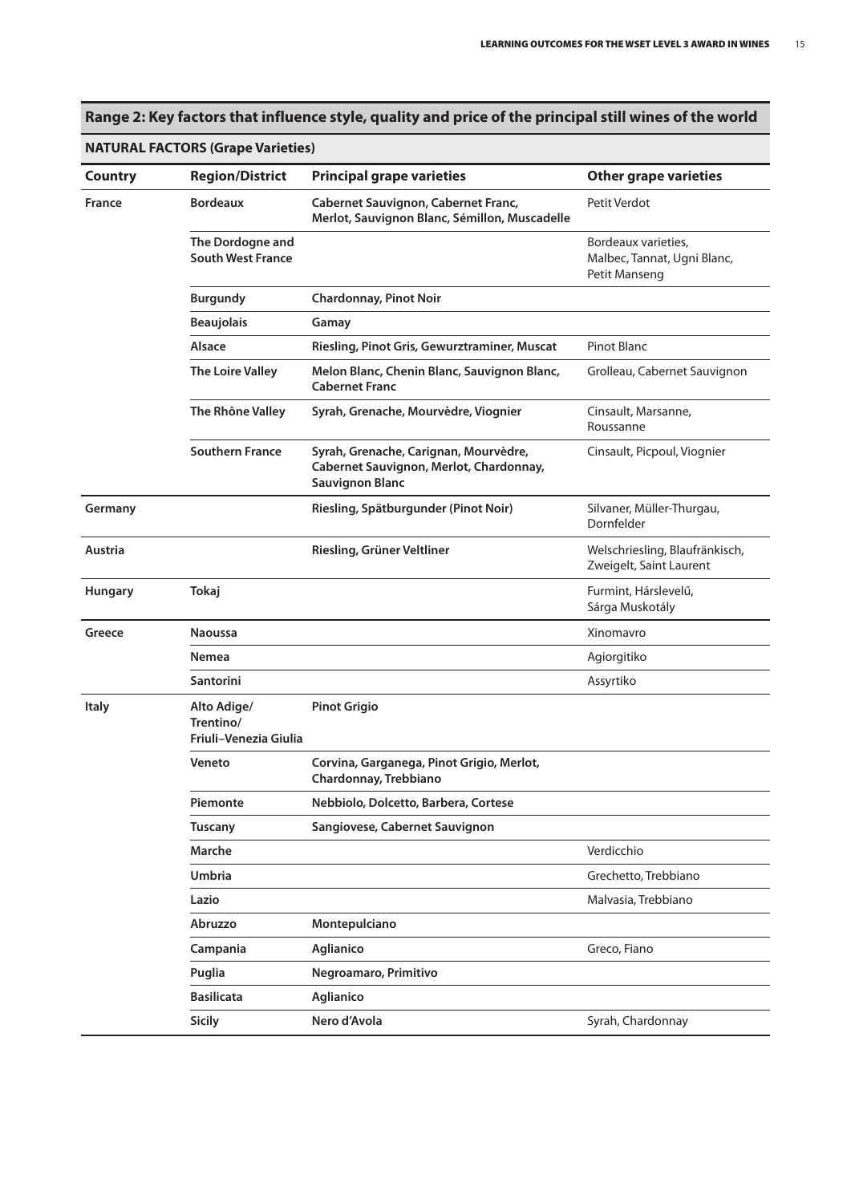## Range 2: Key factors that influence style, quality and price of the principal still wines of the world

### NATURAL FACTORS (Grape Varieties)

| Country | Region/District | Principal grape varieties | Other grape varieties |
|---|---|---|---|
| **France** | **Bordeaux** | **Cabernet Sauvignon, Cabernet Franc, Merlot, Sauvignon Blanc, Sémillon, Muscadelle** | Petit Verdot |
| | **The Dordogne and South West France** | | Bordeaux varieties, Malbec, Tannat, Ugni Blanc, Petit Manseng |
| | **Burgundy** | **Chardonnay, Pinot Noir** | |
| | **Beaujolais** | **Gamay** | |
| | **Alsace** | **Riesling, Pinot Gris, Gewurztraminer, Muscat** | Pinot Blanc |
| | **The Loire Valley** | **Melon Blanc, Chenin Blanc, Sauvignon Blanc, Cabernet Franc** | Grolleau, Cabernet Sauvignon |
| | **The Rhône Valley** | **Syrah, Grenache, Mourvèdre, Viognier** | Cinsault, Marsanne, Roussanne |
| | **Southern France** | **Syrah, Grenache, Carignan, Mourvèdre, Cabernet Sauvignon, Merlot, Chardonnay, Sauvignon Blanc** | Cinsault, Picpoul, Viognier |
| **Germany** | | **Riesling, Spätburgunder (Pinot Noir)** | Silvaner, Müller-Thurgau, Dornfelder |
| **Austria** | | **Riesling, Grüner Veltliner** | Welschriesling, Blaufränkisch, Zweigelt, Saint Laurent |
| **Hungary** | **Tokaj** | | Furmint, Hárslevelű, Sárga Muskotály |
| **Greece** | **Naoussa** | | Xinomavro |
| | **Nemea** | | Agiorgitiko |
| | **Santorini** | | Assyrtiko |
| **Italy** | **Alto Adige/ Trentino/ Friuli–Venezia Giulia** | **Pinot Grigio** | |
| | **Veneto** | **Corvina, Garganega, Pinot Grigio, Merlot, Chardonnay, Trebbiano** | |
| | **Piemonte** | **Nebbiolo, Dolcetto, Barbera, Cortese** | |
| | **Tuscany** | **Sangiovese, Cabernet Sauvignon** | |
| | **Marche** | | Verdicchio |
| | **Umbria** | | Grechetto, Trebbiano |
| | **Lazio** | | Malvasia, Trebbiano |
| | **Abruzzo** | **Montepulciano** | |
| | **Campania** | **Aglianico** | Greco, Fiano |
| | **Puglia** | **Negroamaro, Primitivo** | |
| | **Basilicata** | **Aglianico** | |
| | **Sicily** | **Nero d'Avola** | Syrah, Chardonnay |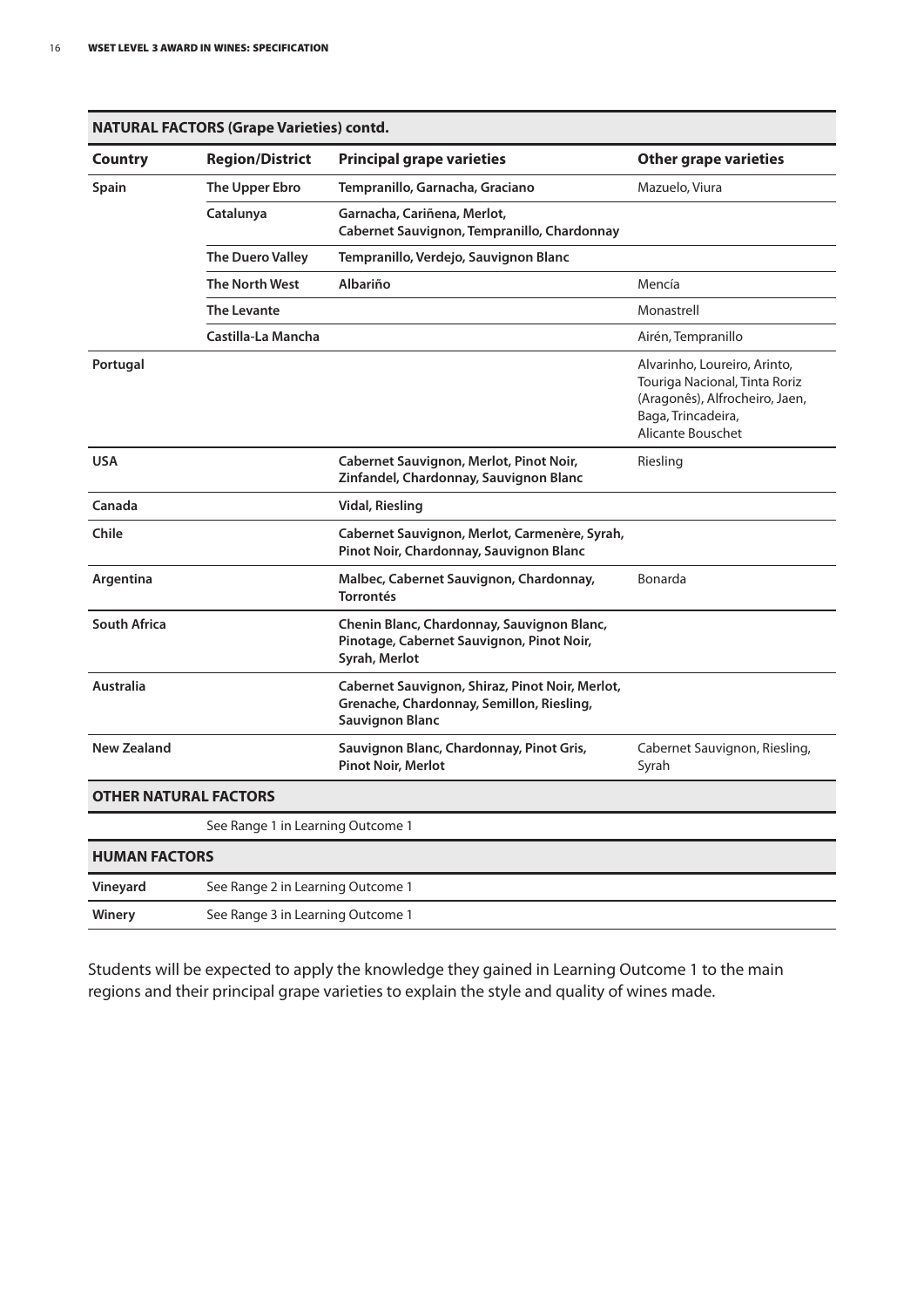| **NATURAL FACTORS (Grape Varieties) contd.** | | | |
|---|---|---|---|
| **Country** | **Region/District** | **Principal grape varieties** | **Other grape varieties** |
| **Spain** | **The Upper Ebro** | **Tempranillo, Garnacha, Graciano** | Mazuelo, Viura |
| | **Catalunya** | **Garnacha, Cariñena, Merlot, Cabernet Sauvignon, Tempranillo, Chardonnay** | |
| | **The Duero Valley** | **Tempranillo, Verdejo, Sauvignon Blanc** | |
| | **The North West** | **Albariño** | Mencía |
| | **The Levante** | | Monastrell |
| | **Castilla-La Mancha** | | Airén, Tempranillo |
| **Portugal** | | | Alvarinho, Loureiro, Arinto, Touriga Nacional, Tinta Roriz (Aragonês), Alfrocheiro, Jaen, Baga, Trincadeira, Alicante Bouschet |
| **USA** | | **Cabernet Sauvignon, Merlot, Pinot Noir, Zinfandel, Chardonnay, Sauvignon Blanc** | Riesling |
| **Canada** | | **Vidal, Riesling** | |
| **Chile** | | **Cabernet Sauvignon, Merlot, Carmenère, Syrah, Pinot Noir, Chardonnay, Sauvignon Blanc** | |
| **Argentina** | | **Malbec, Cabernet Sauvignon, Chardonnay, Torrontés** | Bonarda |
| **South Africa** | | **Chenin Blanc, Chardonnay, Sauvignon Blanc, Pinotage, Cabernet Sauvignon, Pinot Noir, Syrah, Merlot** | |
| **Australia** | | **Cabernet Sauvignon, Shiraz, Pinot Noir, Merlot, Grenache, Chardonnay, Semillon, Riesling, Sauvignon Blanc** | |
| **New Zealand** | | **Sauvignon Blanc, Chardonnay, Pinot Gris, Pinot Noir, Merlot** | Cabernet Sauvignon, Riesling, Syrah |

| **OTHER NATURAL FACTORS** | |
|---|---|
| | See Range 1 in Learning Outcome 1 |

| **HUMAN FACTORS** | |
|---|---|
| **Vineyard** | See Range 2 in Learning Outcome 1 |
| **Winery** | See Range 3 in Learning Outcome 1 |

Students will be expected to apply the knowledge they gained in Learning Outcome 1 to the main regions and their principal grape varieties to explain the style and quality of wines made.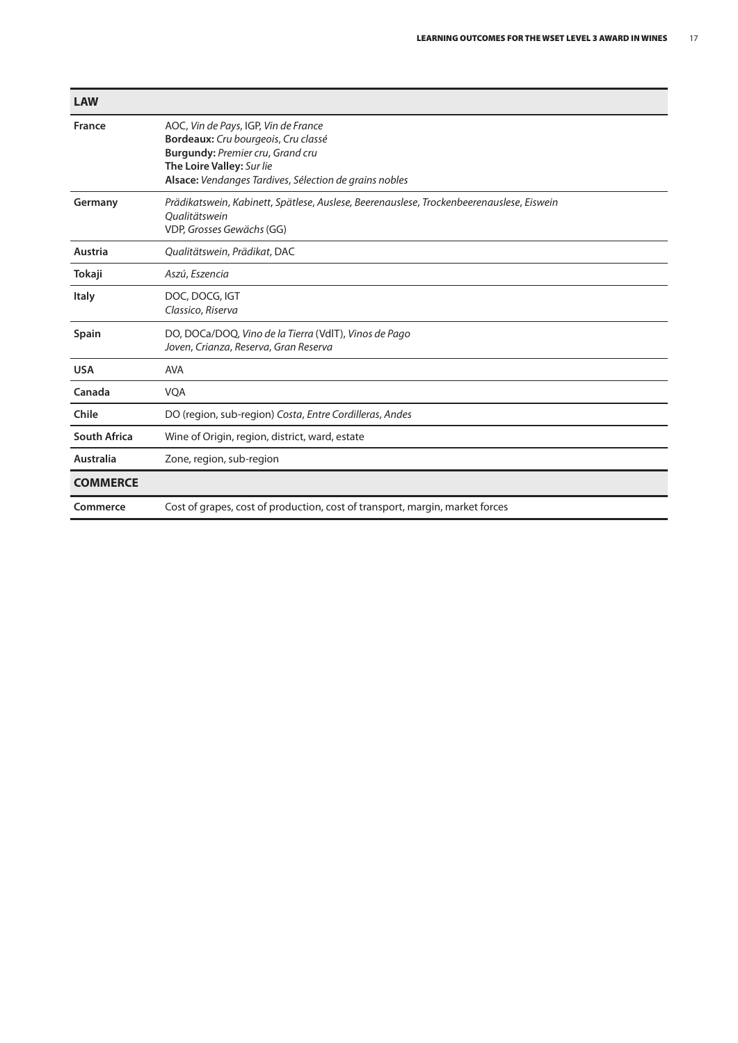| LAW | |
|---|---|
| **France** | AOC, *Vin de Pays*, IGP, *Vin de France*<br>**Bordeaux:** *Cru bourgeois*, *Cru classé*<br>**Burgundy:** *Premier cru*, *Grand cru*<br>**The Loire Valley:** *Sur lie*<br>**Alsace:** *Vendanges Tardives*, *Sélection de grains nobles* |
| **Germany** | *Prädikatswein*, *Kabinett*, *Spätlese*, *Auslese*, *Beerenauslese*, *Trockenbeerenauslese*, *Eiswein*<br>*Qualitätswein*<br>VDP, *Grosses Gewächs* (GG) |
| **Austria** | *Qualitätswein*, *Prädikat*, DAC |
| **Tokaji** | *Aszú*, *Eszencia* |
| **Italy** | DOC, DOCG, IGT<br>*Classico*, *Riserva* |
| **Spain** | DO, DOCa/DOQ, *Vino de la Tierra* (VdlT), *Vinos de Pago*<br>*Joven*, *Crianza*, *Reserva*, *Gran Reserva* |
| **USA** | AVA |
| **Canada** | VQA |
| **Chile** | DO (region, sub-region) *Costa*, *Entre Cordilleras*, *Andes* |
| **South Africa** | Wine of Origin, region, district, ward, estate |
| **Australia** | Zone, region, sub-region |
| **COMMERCE** | |
| **Commerce** | Cost of grapes, cost of production, cost of transport, margin, market forces |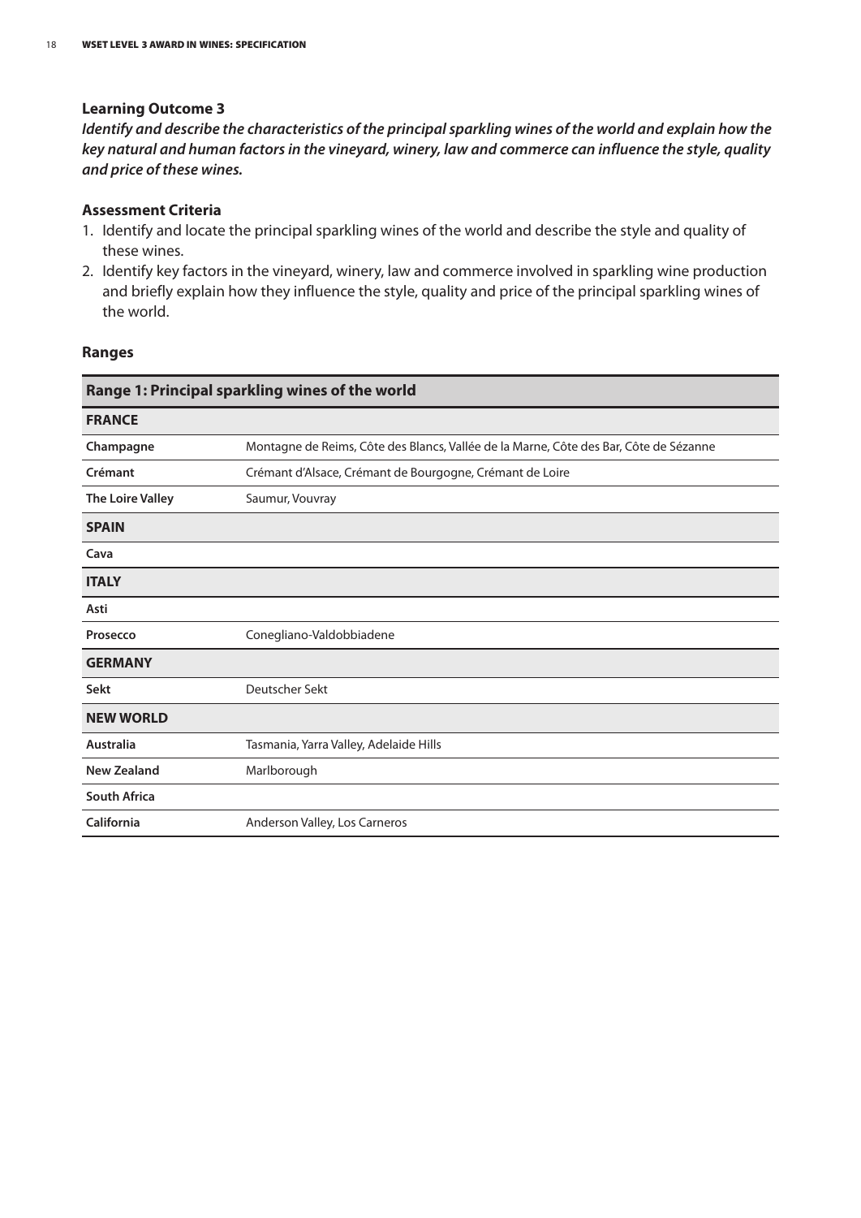### Learning Outcome 3

***Identify and describe the characteristics of the principal sparkling wines of the world and explain how the key natural and human factors in the vineyard, winery, law and commerce can influence the style, quality and price of these wines.***

### Assessment Criteria

1. Identify and locate the principal sparkling wines of the world and describe the style and quality of these wines.
2. Identify key factors in the vineyard, winery, law and commerce involved in sparkling wine production and briefly explain how they influence the style, quality and price of the principal sparkling wines of the world.

### Ranges

| **Range 1: Principal sparkling wines of the world** | |
|---|---|
| **FRANCE** | |
| **Champagne** | Montagne de Reims, Côte des Blancs, Vallée de la Marne, Côte des Bar, Côte de Sézanne |
| **Crémant** | Crémant d'Alsace, Crémant de Bourgogne, Crémant de Loire |
| **The Loire Valley** | Saumur, Vouvray |
| **SPAIN** | |
| **Cava** | |
| **ITALY** | |
| **Asti** | |
| **Prosecco** | Conegliano-Valdobbiadene |
| **GERMANY** | |
| **Sekt** | Deutscher Sekt |
| **NEW WORLD** | |
| **Australia** | Tasmania, Yarra Valley, Adelaide Hills |
| **New Zealand** | Marlborough |
| **South Africa** | |
| **California** | Anderson Valley, Los Carneros |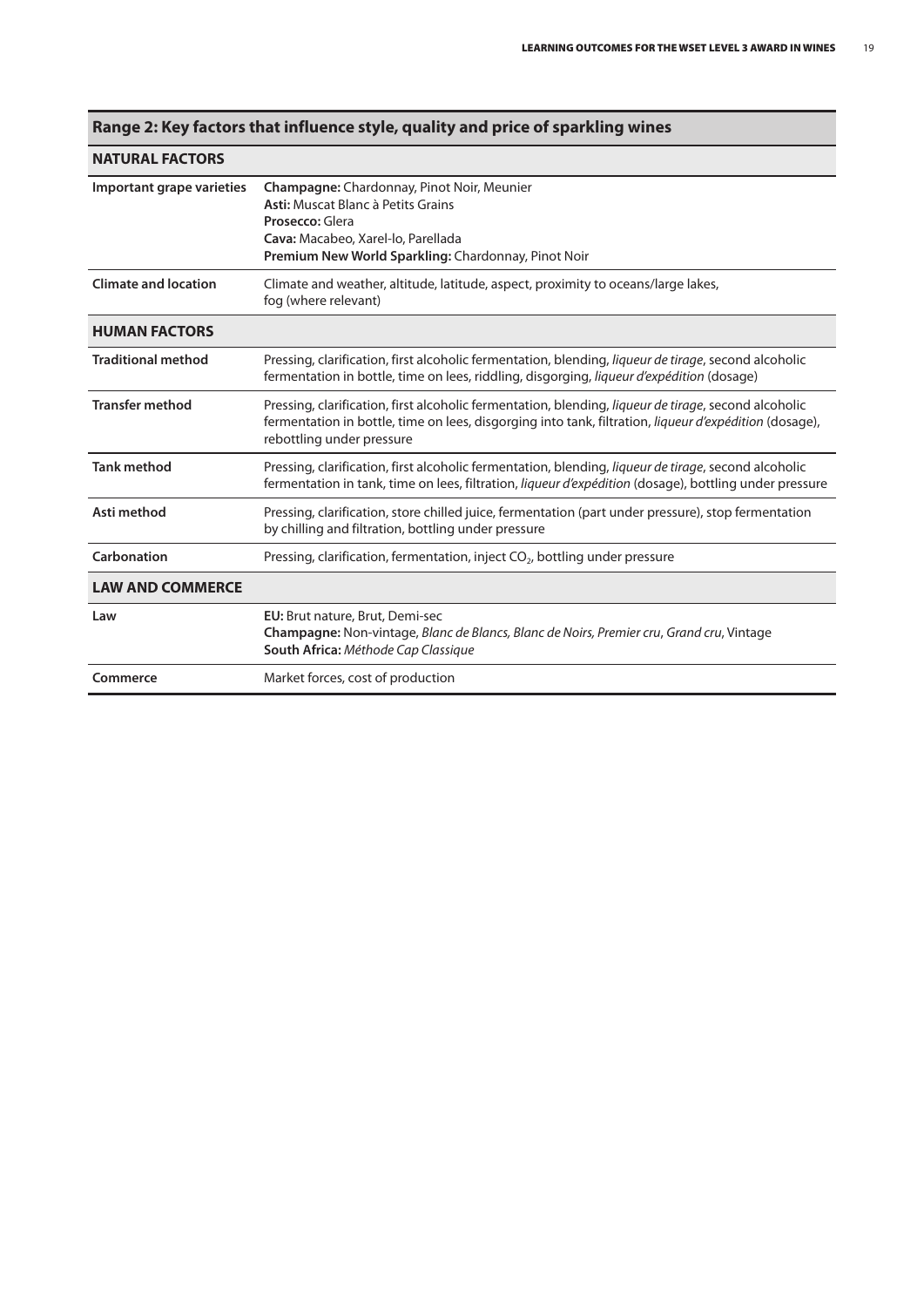| Range 2: Key factors that influence style, quality and price of sparkling wines | |
|---|---|
| **NATURAL FACTORS** | |
| **Important grape varieties** | **Champagne:** Chardonnay, Pinot Noir, Meunier<br>**Asti:** Muscat Blanc à Petits Grains<br>**Prosecco:** Glera<br>**Cava:** Macabeo, Xarel-lo, Parellada<br>**Premium New World Sparkling:** Chardonnay, Pinot Noir |
| **Climate and location** | Climate and weather, altitude, latitude, aspect, proximity to oceans/large lakes, fog (where relevant) |
| **HUMAN FACTORS** | |
| **Traditional method** | Pressing, clarification, first alcoholic fermentation, blending, *liqueur de tirage*, second alcoholic fermentation in bottle, time on lees, riddling, disgorging, *liqueur d'expédition* (dosage) |
| **Transfer method** | Pressing, clarification, first alcoholic fermentation, blending, *liqueur de tirage*, second alcoholic fermentation in bottle, time on lees, disgorging into tank, filtration, *liqueur d'expédition* (dosage), rebottling under pressure |
| **Tank method** | Pressing, clarification, first alcoholic fermentation, blending, *liqueur de tirage*, second alcoholic fermentation in tank, time on lees, filtration, *liqueur d'expédition* (dosage), bottling under pressure |
| **Asti method** | Pressing, clarification, store chilled juice, fermentation (part under pressure), stop fermentation by chilling and filtration, bottling under pressure |
| **Carbonation** | Pressing, clarification, fermentation, inject $CO_2$, bottling under pressure |
| **LAW AND COMMERCE** | |
| **Law** | **EU:** Brut nature, Brut, Demi-sec<br>**Champagne:** Non-vintage, *Blanc de Blancs, Blanc de Noirs, Premier cru*, *Grand cru*, Vintage<br>**South Africa:** *Méthode Cap Classique* |
| **Commerce** | Market forces, cost of production |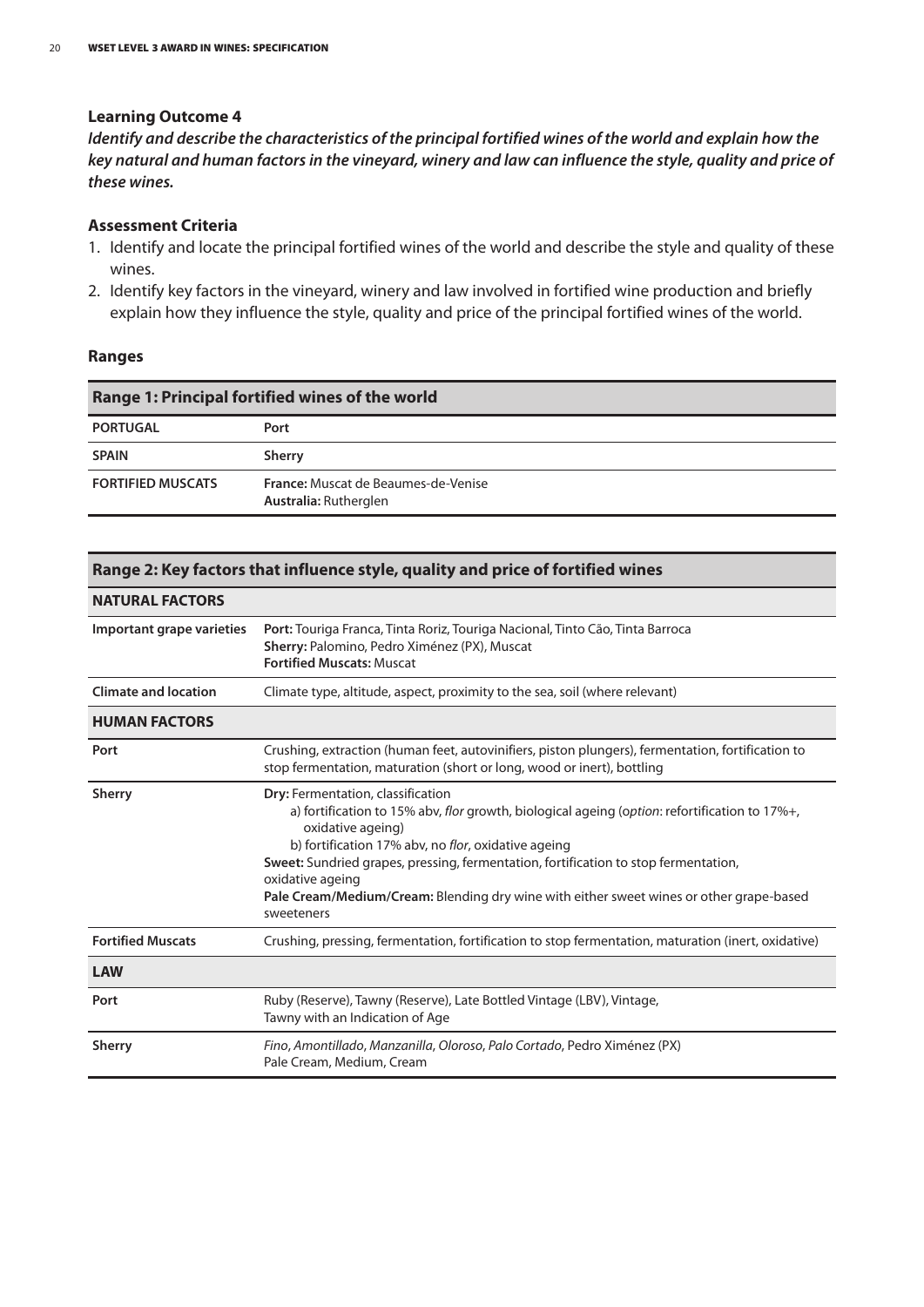### Learning Outcome 4

***Identify and describe the characteristics of the principal fortified wines of the world and explain how the key natural and human factors in the vineyard, winery and law can influence the style, quality and price of these wines.***

### Assessment Criteria

1. Identify and locate the principal fortified wines of the world and describe the style and quality of these wines.
2. Identify key factors in the vineyard, winery and law involved in fortified wine production and briefly explain how they influence the style, quality and price of the principal fortified wines of the world.

### Ranges

| **Range 1: Principal fortified wines of the world** | |
|---|---|
| **PORTUGAL** | **Port** |
| **SPAIN** | **Sherry** |
| **FORTIFIED MUSCATS** | **France:** Muscat de Beaumes-de-Venise<br>**Australia:** Rutherglen |

| **Range 2: Key factors that influence style, quality and price of fortified wines** | |
|---|---|
| **NATURAL FACTORS** | |
| **Important grape varieties** | **Port:** Touriga Franca, Tinta Roriz, Touriga Nacional, Tinto Cão, Tinta Barroca<br>**Sherry:** Palomino, Pedro Ximénez (PX), Muscat<br>**Fortified Muscats:** Muscat |
| **Climate and location** | Climate type, altitude, aspect, proximity to the sea, soil (where relevant) |
| **HUMAN FACTORS** | |
| **Port** | Crushing, extraction (human feet, autovinifiers, piston plungers), fermentation, fortification to stop fermentation, maturation (short or long, wood or inert), bottling |
| **Sherry** | **Dry:** Fermentation, classification<br>a) fortification to 15% abv, *flor* growth, biological ageing (*option*: refortification to 17%+, oxidative ageing)<br>b) fortification 17% abv, no *flor*, oxidative ageing<br>**Sweet:** Sundried grapes, pressing, fermentation, fortification to stop fermentation, oxidative ageing<br>**Pale Cream/Medium/Cream:** Blending dry wine with either sweet wines or other grape-based sweeteners |
| **Fortified Muscats** | Crushing, pressing, fermentation, fortification to stop fermentation, maturation (inert, oxidative) |
| **LAW** | |
| **Port** | Ruby (Reserve), Tawny (Reserve), Late Bottled Vintage (LBV), Vintage, Tawny with an Indication of Age |
| **Sherry** | *Fino*, *Amontillado*, *Manzanilla*, *Oloroso*, *Palo Cortado*, Pedro Ximénez (PX)<br>Pale Cream, Medium, Cream |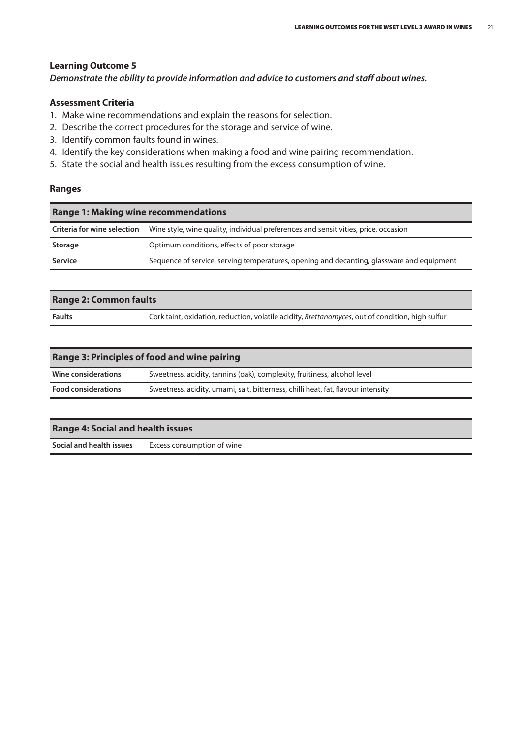### Learning Outcome 5

***Demonstrate the ability to provide information and advice to customers and staff about wines.***

### Assessment Criteria

1. Make wine recommendations and explain the reasons for selection.
2. Describe the correct procedures for the storage and service of wine.
3. Identify common faults found in wines.
4. Identify the key considerations when making a food and wine pairing recommendation.
5. State the social and health issues resulting from the excess consumption of wine.

### Ranges

| **Range 1: Making wine recommendations** | |
|---|---|
| **Criteria for wine selection** | Wine style, wine quality, individual preferences and sensitivities, price, occasion |
| **Storage** | Optimum conditions, effects of poor storage |
| **Service** | Sequence of service, serving temperatures, opening and decanting, glassware and equipment |

| **Range 2: Common faults** | |
|---|---|
| **Faults** | Cork taint, oxidation, reduction, volatile acidity, *Brettanomyces*, out of condition, high sulfur |

| **Range 3: Principles of food and wine pairing** | |
|---|---|
| **Wine considerations** | Sweetness, acidity, tannins (oak), complexity, fruitiness, alcohol level |
| **Food considerations** | Sweetness, acidity, umami, salt, bitterness, chilli heat, fat, flavour intensity |

| **Range 4: Social and health issues** | |
|---|---|
| **Social and health issues** | Excess consumption of wine |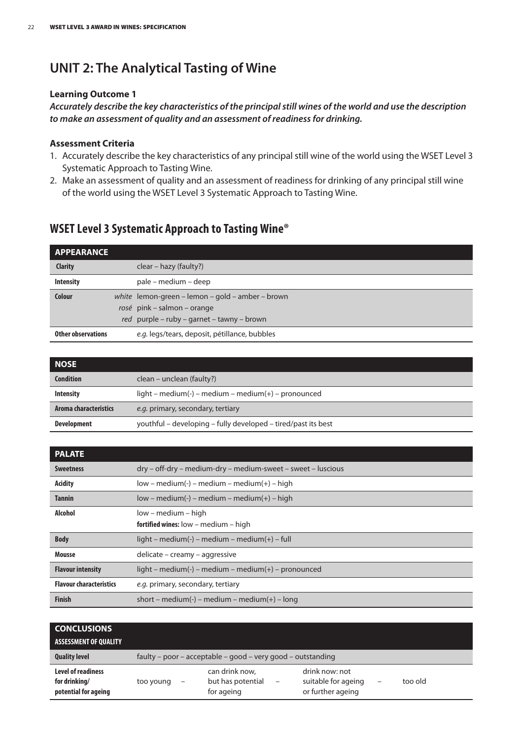## UNIT 2: The Analytical Tasting of Wine

**Learning Outcome 1**

***Accurately describe the key characteristics of the principal still wines of the world and use the description to make an assessment of quality and an assessment of readiness for drinking.***

**Assessment Criteria**

1. Accurately describe the key characteristics of any principal still wine of the world using the WSET Level 3 Systematic Approach to Tasting Wine.
2. Make an assessment of quality and an assessment of readiness for drinking of any principal still wine of the world using the WSET Level 3 Systematic Approach to Tasting Wine.

## WSET Level 3 Systematic Approach to Tasting Wine®

| APPEARANCE | |
|---|---|
| **Clarity** | clear – hazy (faulty?) |
| **Intensity** | pale – medium – deep |
| **Colour** | *white* lemon-green – lemon – gold – amber – brown<br>*rosé* pink – salmon – orange<br>*red* purple – ruby – garnet – tawny – brown |
| **Other observations** | *e.g.* legs/tears, deposit, pétillance, bubbles |

| NOSE | |
|---|---|
| **Condition** | clean – unclean (faulty?) |
| **Intensity** | light – medium(-) – medium – medium(+) – pronounced |
| **Aroma characteristics** | *e.g.* primary, secondary, tertiary |
| **Development** | youthful – developing – fully developed – tired/past its best |

| PALATE | |
|---|---|
| **Sweetness** | dry – off-dry – medium-dry – medium-sweet – sweet – luscious |
| **Acidity** | low – medium(-) – medium – medium(+) – high |
| **Tannin** | low – medium(-) – medium – medium(+) – high |
| **Alcohol** | low – medium – high<br>**fortified wines:** low – medium – high |
| **Body** | light – medium(-) – medium – medium(+) – full |
| **Mousse** | delicate – creamy – aggressive |
| **Flavour intensity** | light – medium(-) – medium – medium(+) – pronounced |
| **Flavour characteristics** | *e.g.* primary, secondary, tertiary |
| **Finish** | short – medium(-) – medium – medium(+) – long |

| CONCLUSIONS<br>ASSESSMENT OF QUALITY | | | | | | | |
|---|---|---|---|---|---|---|---|
| **Quality level** | faulty – poor – acceptable – good – very good – outstanding | | | | | | |
| **Level of readiness for drinking/ potential for ageing** | too young | – | can drink now, but has potential for ageing | – | drink now: not suitable for ageing or further ageing | – | too old |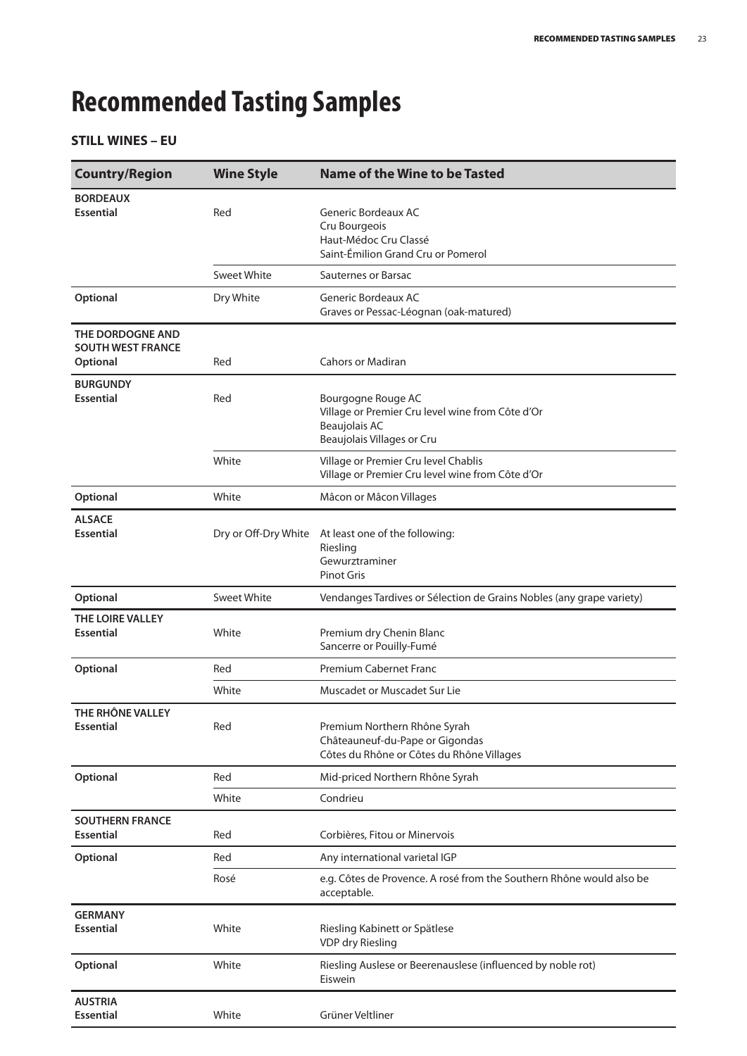# Recommended Tasting Samples

**STILL WINES – EU**

| Country/Region | Wine Style | Name of the Wine to be Tasted |
|---|---|---|
| **BORDEAUX**<br>**Essential** | Red | Generic Bordeaux AC<br>Cru Bourgeois<br>Haut-Médoc Cru Classé<br>Saint-Émilion Grand Cru or Pomerol |
| | Sweet White | Sauternes or Barsac |
| **Optional** | Dry White | Generic Bordeaux AC<br>Graves or Pessac-Léognan (oak-matured) |
| **THE DORDOGNE AND SOUTH WEST FRANCE**<br>**Optional** | Red | Cahors or Madiran |
| **BURGUNDY**<br>**Essential** | Red | Bourgogne Rouge AC<br>Village or Premier Cru level wine from Côte d'Or<br>Beaujolais AC<br>Beaujolais Villages or Cru |
| | White | Village or Premier Cru level Chablis<br>Village or Premier Cru level wine from Côte d'Or |
| **Optional** | White | Mâcon or Mâcon Villages |
| **ALSACE**<br>**Essential** | Dry or Off-Dry White | At least one of the following:<br>Riesling<br>Gewurztraminer<br>Pinot Gris |
| **Optional** | Sweet White | Vendanges Tardives or Sélection de Grains Nobles (any grape variety) |
| **THE LOIRE VALLEY**<br>**Essential** | White | Premium dry Chenin Blanc<br>Sancerre or Pouilly-Fumé |
| **Optional** | Red | Premium Cabernet Franc |
| | White | Muscadet or Muscadet Sur Lie |
| **THE RHÔNE VALLEY**<br>**Essential** | Red | Premium Northern Rhône Syrah<br>Châteauneuf-du-Pape or Gigondas<br>Côtes du Rhône or Côtes du Rhône Villages |
| **Optional** | Red | Mid-priced Northern Rhône Syrah |
| | White | Condrieu |
| **SOUTHERN FRANCE**<br>**Essential** | Red | Corbières, Fitou or Minervois |
| **Optional** | Red | Any international varietal IGP |
| | Rosé | e.g. Côtes de Provence. A rosé from the Southern Rhône would also be acceptable. |
| **GERMANY**<br>**Essential** | White | Riesling Kabinett or Spätlese<br>VDP dry Riesling |
| **Optional** | White | Riesling Auslese or Beerenauslese (influenced by noble rot)<br>Eiswein |
| **AUSTRIA**<br>**Essential** | White | Grüner Veltliner |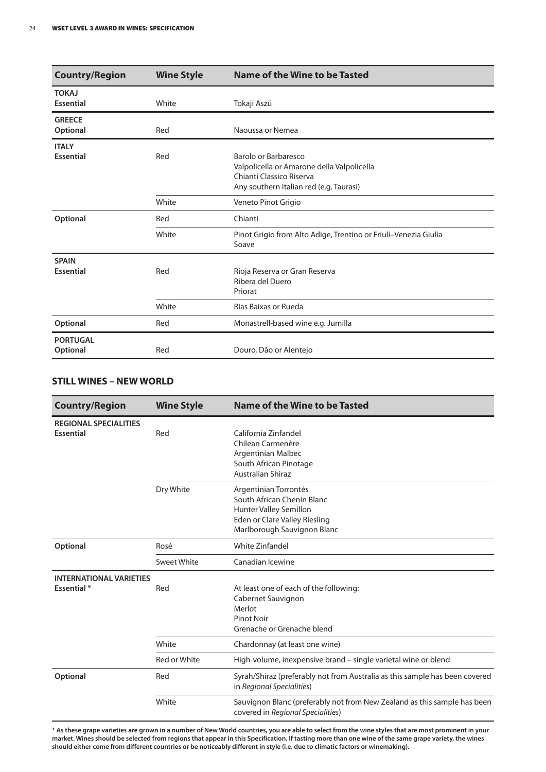| Country/Region | Wine Style | Name of the Wine to be Tasted |
|---|---|---|
| **TOKAJ** **Essential** | White | Tokaji Aszú |
| **GREECE** **Optional** | Red | Naoussa or Nemea |
| **ITALY** **Essential** | Red | Barolo or Barbaresco<br>Valpolicella or Amarone della Valpolicella<br>Chianti Classico Riserva<br>Any southern Italian red (e.g. Taurasi) |
| | White | Veneto Pinot Grigio |
| **Optional** | Red | Chianti |
| | White | Pinot Grigio from Alto Adige, Trentino or Friuli–Venezia Giulia<br>Soave |
| **SPAIN** **Essential** | Red | Rioja Reserva or Gran Reserva<br>Ribera del Duero<br>Priorat |
| | White | Rías Baixas or Rueda |
| **Optional** | Red | Monastrell-based wine e.g. Jumilla |
| **PORTUGAL** **Optional** | Red | Douro, Dão or Alentejo |

## STILL WINES – NEW WORLD

| Country/Region | Wine Style | Name of the Wine to be Tasted |
|---|---|---|
| **REGIONAL SPECIALITIES** **Essential** | Red | California Zinfandel<br>Chilean Carmenère<br>Argentinian Malbec<br>South African Pinotage<br>Australian Shiraz |
| | Dry White | Argentinian Torrontés<br>South African Chenin Blanc<br>Hunter Valley Semillon<br>Eden or Clare Valley Riesling<br>Marlborough Sauvignon Blanc |
| **Optional** | Rosé | White Zinfandel |
| | Sweet White | Canadian Icewine |
| **INTERNATIONAL VARIETIES** **Essential** * | Red | At least one of each of the following:<br>Cabernet Sauvignon<br>Merlot<br>Pinot Noir<br>Grenache or Grenache blend |
| | White | Chardonnay (at least one wine) |
| | Red or White | High-volume, inexpensive brand – single varietal wine or blend |
| **Optional** | Red | Syrah/Shiraz (preferably not from Australia as this sample has been covered in *Regional Specialities*) |
| | White | Sauvignon Blanc (preferably not from New Zealand as this sample has been covered in *Regional Specialities*) |

**\* As these grape varieties are grown in a number of New World countries, you are able to select from the wine styles that are most prominent in your market. Wines should be selected from regions that appear in this Specification. If tasting more than one wine of the same grape variety, the wines should either come from different countries or be noticeably different in style (i.e. due to climatic factors or winemaking).**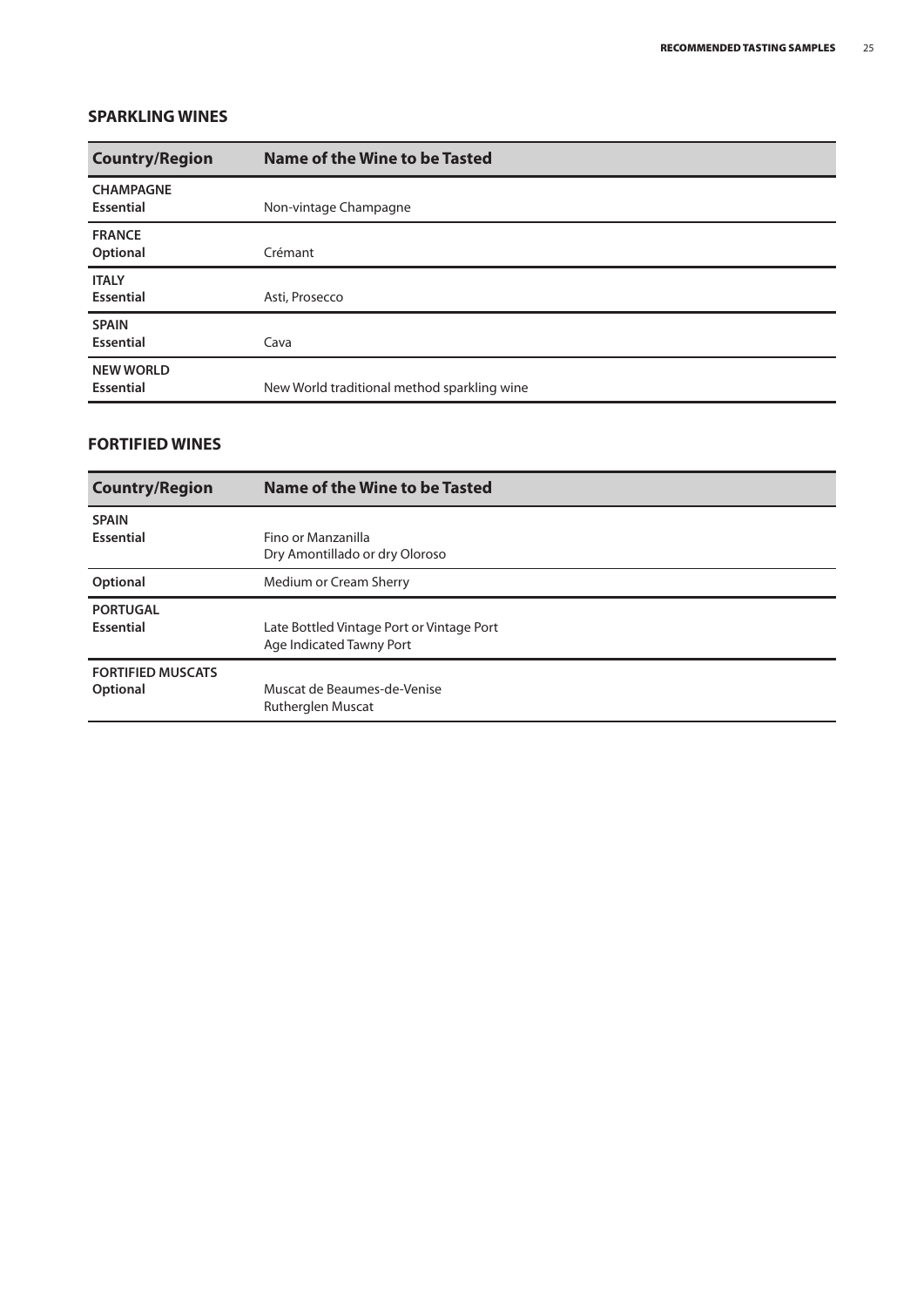## SPARKLING WINES

| Country/Region | Name of the Wine to be Tasted |
| --- | --- |
| **CHAMPAGNE**<br>**Essential** | Non-vintage Champagne |
| **FRANCE**<br>**Optional** | Crémant |
| **ITALY**<br>**Essential** | Asti, Prosecco |
| **SPAIN**<br>**Essential** | Cava |
| **NEW WORLD**<br>**Essential** | New World traditional method sparkling wine |

## FORTIFIED WINES

| Country/Region | Name of the Wine to be Tasted |
| --- | --- |
| **SPAIN**<br>**Essential** | Fino or Manzanilla<br>Dry Amontillado or dry Oloroso |
| **Optional** | Medium or Cream Sherry |
| **PORTUGAL**<br>**Essential** | Late Bottled Vintage Port or Vintage Port<br>Age Indicated Tawny Port |
| **FORTIFIED MUSCATS**<br>**Optional** | Muscat de Beaumes-de-Venise<br>Rutherglen Muscat |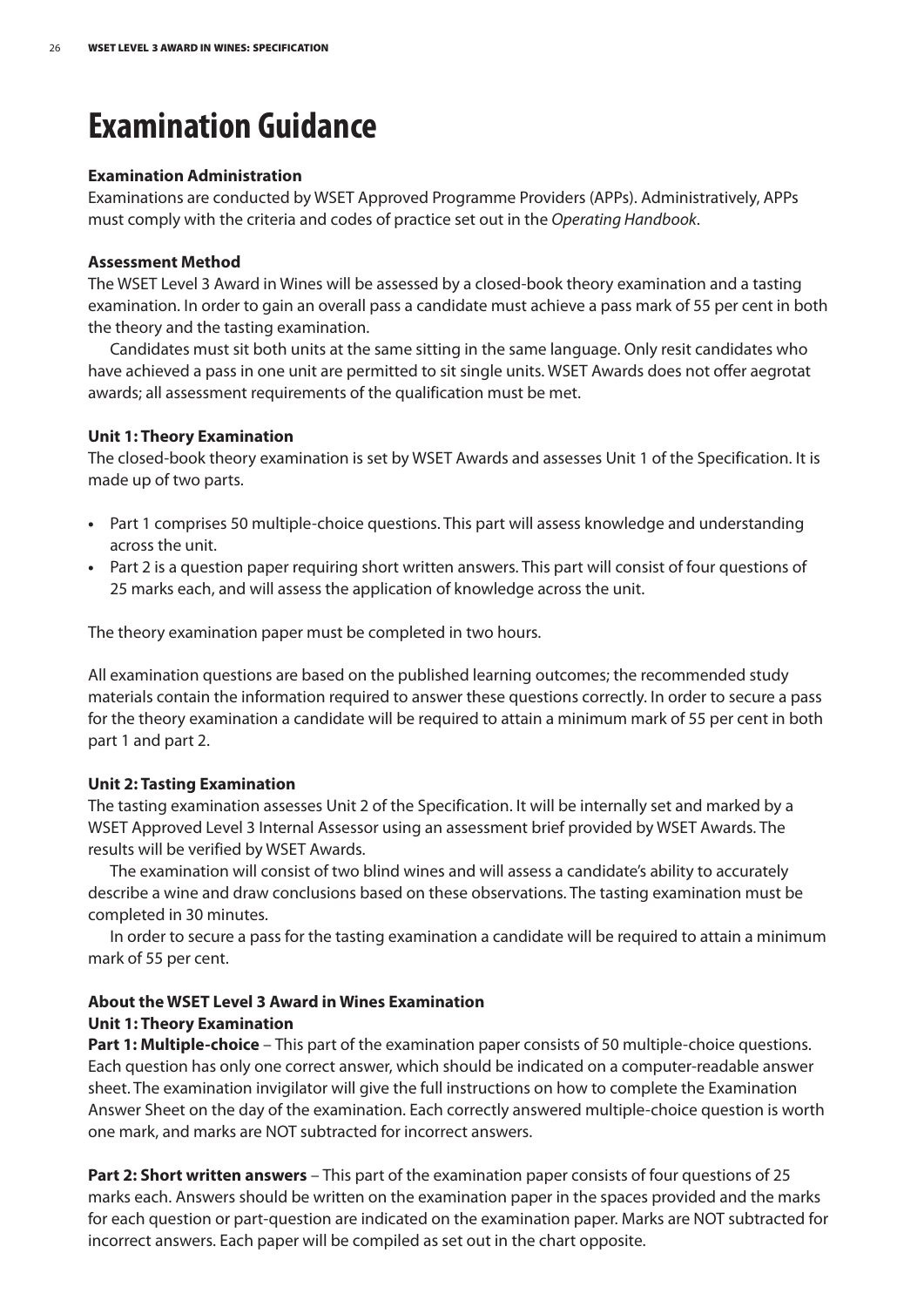# Examination Guidance

### Examination Administration

Examinations are conducted by WSET Approved Programme Providers (APPs). Administratively, APPs must comply with the criteria and codes of practice set out in the *Operating Handbook*.

### Assessment Method

The WSET Level 3 Award in Wines will be assessed by a closed-book theory examination and a tasting examination. In order to gain an overall pass a candidate must achieve a pass mark of 55 per cent in both the theory and the tasting examination.

Candidates must sit both units at the same sitting in the same language. Only resit candidates who have achieved a pass in one unit are permitted to sit single units. WSET Awards does not offer aegrotat awards; all assessment requirements of the qualification must be met.

### Unit 1: Theory Examination

The closed-book theory examination is set by WSET Awards and assesses Unit 1 of the Specification. It is made up of two parts.

- Part 1 comprises 50 multiple-choice questions. This part will assess knowledge and understanding across the unit.
- Part 2 is a question paper requiring short written answers. This part will consist of four questions of 25 marks each, and will assess the application of knowledge across the unit.

The theory examination paper must be completed in two hours.

All examination questions are based on the published learning outcomes; the recommended study materials contain the information required to answer these questions correctly. In order to secure a pass for the theory examination a candidate will be required to attain a minimum mark of 55 per cent in both part 1 and part 2.

### Unit 2: Tasting Examination

The tasting examination assesses Unit 2 of the Specification. It will be internally set and marked by a WSET Approved Level 3 Internal Assessor using an assessment brief provided by WSET Awards. The results will be verified by WSET Awards.

The examination will consist of two blind wines and will assess a candidate's ability to accurately describe a wine and draw conclusions based on these observations. The tasting examination must be completed in 30 minutes.

In order to secure a pass for the tasting examination a candidate will be required to attain a minimum mark of 55 per cent.

### About the WSET Level 3 Award in Wines Examination

### Unit 1: Theory Examination

**Part 1: Multiple-choice** – This part of the examination paper consists of 50 multiple-choice questions. Each question has only one correct answer, which should be indicated on a computer-readable answer sheet. The examination invigilator will give the full instructions on how to complete the Examination Answer Sheet on the day of the examination. Each correctly answered multiple-choice question is worth one mark, and marks are NOT subtracted for incorrect answers.

**Part 2: Short written answers** – This part of the examination paper consists of four questions of 25 marks each. Answers should be written on the examination paper in the spaces provided and the marks for each question or part-question are indicated on the examination paper. Marks are NOT subtracted for incorrect answers. Each paper will be compiled as set out in the chart opposite.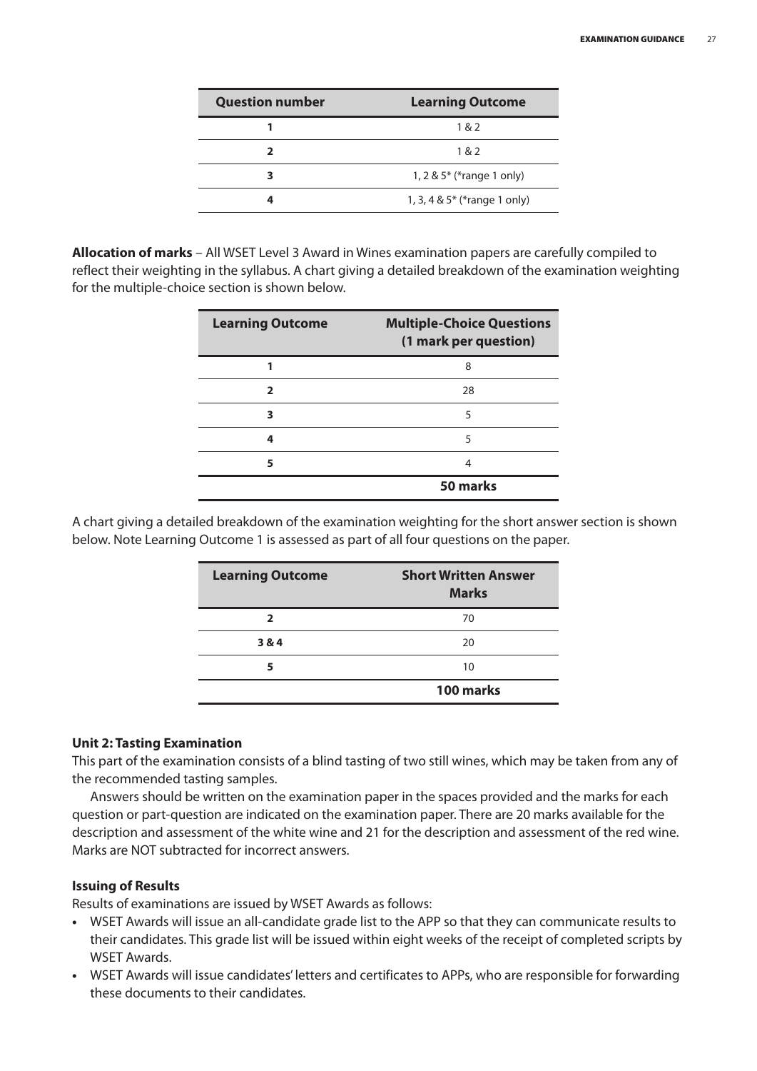| Question number | Learning Outcome |
|---|---|
| **1** | 1 & 2 |
| **2** | 1 & 2 |
| **3** | 1, 2 & 5* (*range 1 only) |
| **4** | 1, 3, 4 & 5* (*range 1 only) |

**Allocation of marks** – All WSET Level 3 Award in Wines examination papers are carefully compiled to reflect their weighting in the syllabus. A chart giving a detailed breakdown of the examination weighting for the multiple-choice section is shown below.

| Learning Outcome | Multiple-Choice Questions (1 mark per question) |
|---|---|
| **1** | 8 |
| **2** | 28 |
| **3** | 5 |
| **4** | 5 |
| **5** | 4 |
| | **50 marks** |

A chart giving a detailed breakdown of the examination weighting for the short answer section is shown below. Note Learning Outcome 1 is assessed as part of all four questions on the paper.

| Learning Outcome | Short Written Answer Marks |
|---|---|
| **2** | 70 |
| **3 & 4** | 20 |
| **5** | 10 |
| | **100 marks** |

### Unit 2: Tasting Examination

This part of the examination consists of a blind tasting of two still wines, which may be taken from any of the recommended tasting samples.

Answers should be written on the examination paper in the spaces provided and the marks for each question or part-question are indicated on the examination paper. There are 20 marks available for the description and assessment of the white wine and 21 for the description and assessment of the red wine. Marks are NOT subtracted for incorrect answers.

### Issuing of Results

Results of examinations are issued by WSET Awards as follows:

- WSET Awards will issue an all-candidate grade list to the APP so that they can communicate results to their candidates. This grade list will be issued within eight weeks of the receipt of completed scripts by WSET Awards.
- WSET Awards will issue candidates' letters and certificates to APPs, who are responsible for forwarding these documents to their candidates.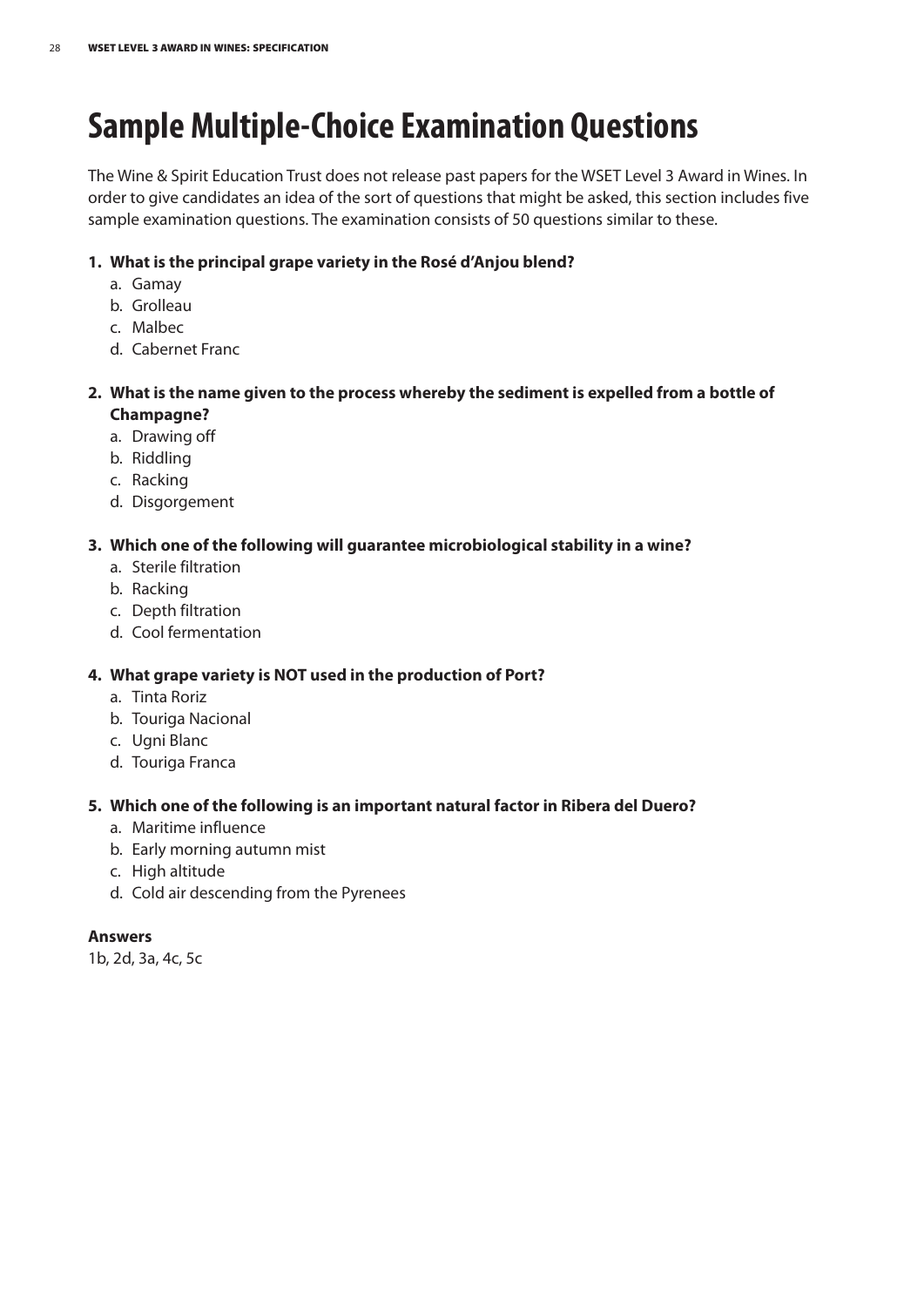# Sample Multiple-Choice Examination Questions

The Wine & Spirit Education Trust does not release past papers for the WSET Level 3 Award in Wines. In order to give candidates an idea of the sort of questions that might be asked, this section includes five sample examination questions. The examination consists of 50 questions similar to these.

1. **What is the principal grape variety in the Rosé d'Anjou blend?**
   a. Gamay
   b. Grolleau
   c. Malbec
   d. Cabernet Franc

2. **What is the name given to the process whereby the sediment is expelled from a bottle of Champagne?**
   a. Drawing off
   b. Riddling
   c. Racking
   d. Disgorgement

3. **Which one of the following will guarantee microbiological stability in a wine?**
   a. Sterile filtration
   b. Racking
   c. Depth filtration
   d. Cool fermentation

4. **What grape variety is NOT used in the production of Port?**
   a. Tinta Roriz
   b. Touriga Nacional
   c. Ugni Blanc
   d. Touriga Franca

5. **Which one of the following is an important natural factor in Ribera del Duero?**
   a. Maritime influence
   b. Early morning autumn mist
   c. High altitude
   d. Cold air descending from the Pyrenees

**Answers**

1b, 2d, 3a, 4c, 5c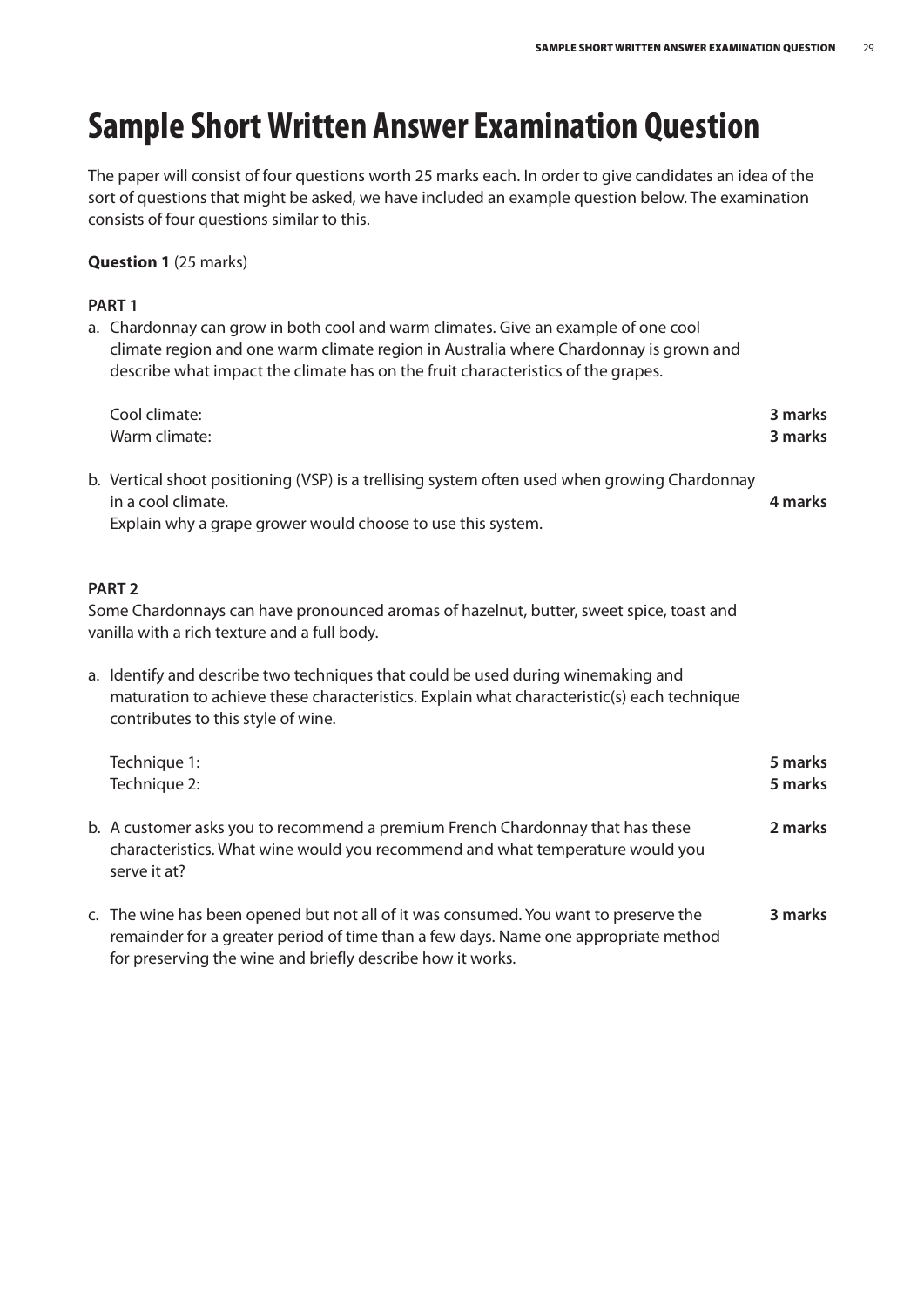# Sample Short Written Answer Examination Question

The paper will consist of four questions worth 25 marks each. In order to give candidates an idea of the sort of questions that might be asked, we have included an example question below. The examination consists of four questions similar to this.

**Question 1** (25 marks)

**PART 1**

a. Chardonnay can grow in both cool and warm climates. Give an example of one cool climate region and one warm climate region in Australia where Chardonnay is grown and describe what impact the climate has on the fruit characteristics of the grapes.

   Cool climate: **3 marks**
   Warm climate: **3 marks**

b. Vertical shoot positioning (VSP) is a trellising system often used when growing Chardonnay in a cool climate. **4 marks**
   Explain why a grape grower would choose to use this system.

**PART 2**

Some Chardonnays can have pronounced aromas of hazelnut, butter, sweet spice, toast and vanilla with a rich texture and a full body.

a. Identify and describe two techniques that could be used during winemaking and maturation to achieve these characteristics. Explain what characteristic(s) each technique contributes to this style of wine.

   Technique 1: **5 marks**
   Technique 2: **5 marks**

b. A customer asks you to recommend a premium French Chardonnay that has these characteristics. What wine would you recommend and what temperature would you serve it at? **2 marks**

c. The wine has been opened but not all of it was consumed. You want to preserve the remainder for a greater period of time than a few days. Name one appropriate method for preserving the wine and briefly describe how it works. **3 marks**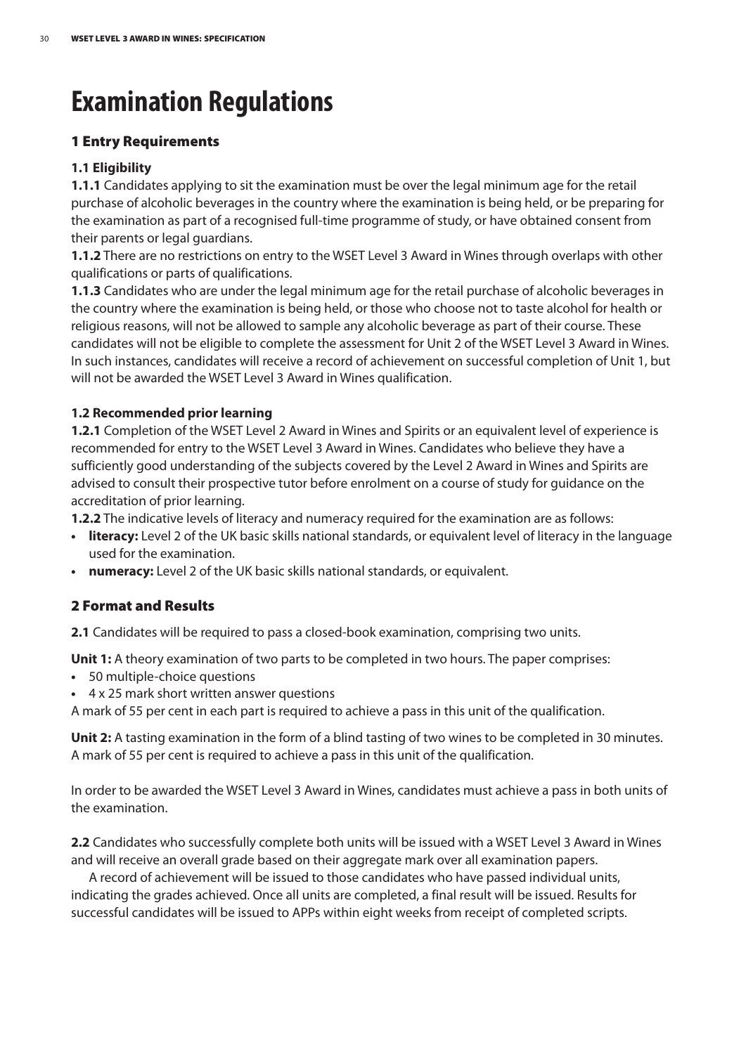# Examination Regulations

## 1 Entry Requirements

### 1.1 Eligibility

**1.1.1** Candidates applying to sit the examination must be over the legal minimum age for the retail purchase of alcoholic beverages in the country where the examination is being held, or be preparing for the examination as part of a recognised full-time programme of study, or have obtained consent from their parents or legal guardians.

**1.1.2** There are no restrictions on entry to the WSET Level 3 Award in Wines through overlaps with other qualifications or parts of qualifications.

**1.1.3** Candidates who are under the legal minimum age for the retail purchase of alcoholic beverages in the country where the examination is being held, or those who choose not to taste alcohol for health or religious reasons, will not be allowed to sample any alcoholic beverage as part of their course. These candidates will not be eligible to complete the assessment for Unit 2 of the WSET Level 3 Award in Wines. In such instances, candidates will receive a record of achievement on successful completion of Unit 1, but will not be awarded the WSET Level 3 Award in Wines qualification.

### 1.2 Recommended prior learning

**1.2.1** Completion of the WSET Level 2 Award in Wines and Spirits or an equivalent level of experience is recommended for entry to the WSET Level 3 Award in Wines. Candidates who believe they have a sufficiently good understanding of the subjects covered by the Level 2 Award in Wines and Spirits are advised to consult their prospective tutor before enrolment on a course of study for guidance on the accreditation of prior learning.

**1.2.2** The indicative levels of literacy and numeracy required for the examination are as follows:

- **literacy:** Level 2 of the UK basic skills national standards, or equivalent level of literacy in the language used for the examination.
- **numeracy:** Level 2 of the UK basic skills national standards, or equivalent.

## 2 Format and Results

**2.1** Candidates will be required to pass a closed-book examination, comprising two units.

**Unit 1:** A theory examination of two parts to be completed in two hours. The paper comprises:

- 50 multiple-choice questions
- 4 x 25 mark short written answer questions

A mark of 55 per cent in each part is required to achieve a pass in this unit of the qualification.

**Unit 2:** A tasting examination in the form of a blind tasting of two wines to be completed in 30 minutes. A mark of 55 per cent is required to achieve a pass in this unit of the qualification.

In order to be awarded the WSET Level 3 Award in Wines, candidates must achieve a pass in both units of the examination.

**2.2** Candidates who successfully complete both units will be issued with a WSET Level 3 Award in Wines and will receive an overall grade based on their aggregate mark over all examination papers.

A record of achievement will be issued to those candidates who have passed individual units, indicating the grades achieved. Once all units are completed, a final result will be issued. Results for successful candidates will be issued to APPs within eight weeks from receipt of completed scripts.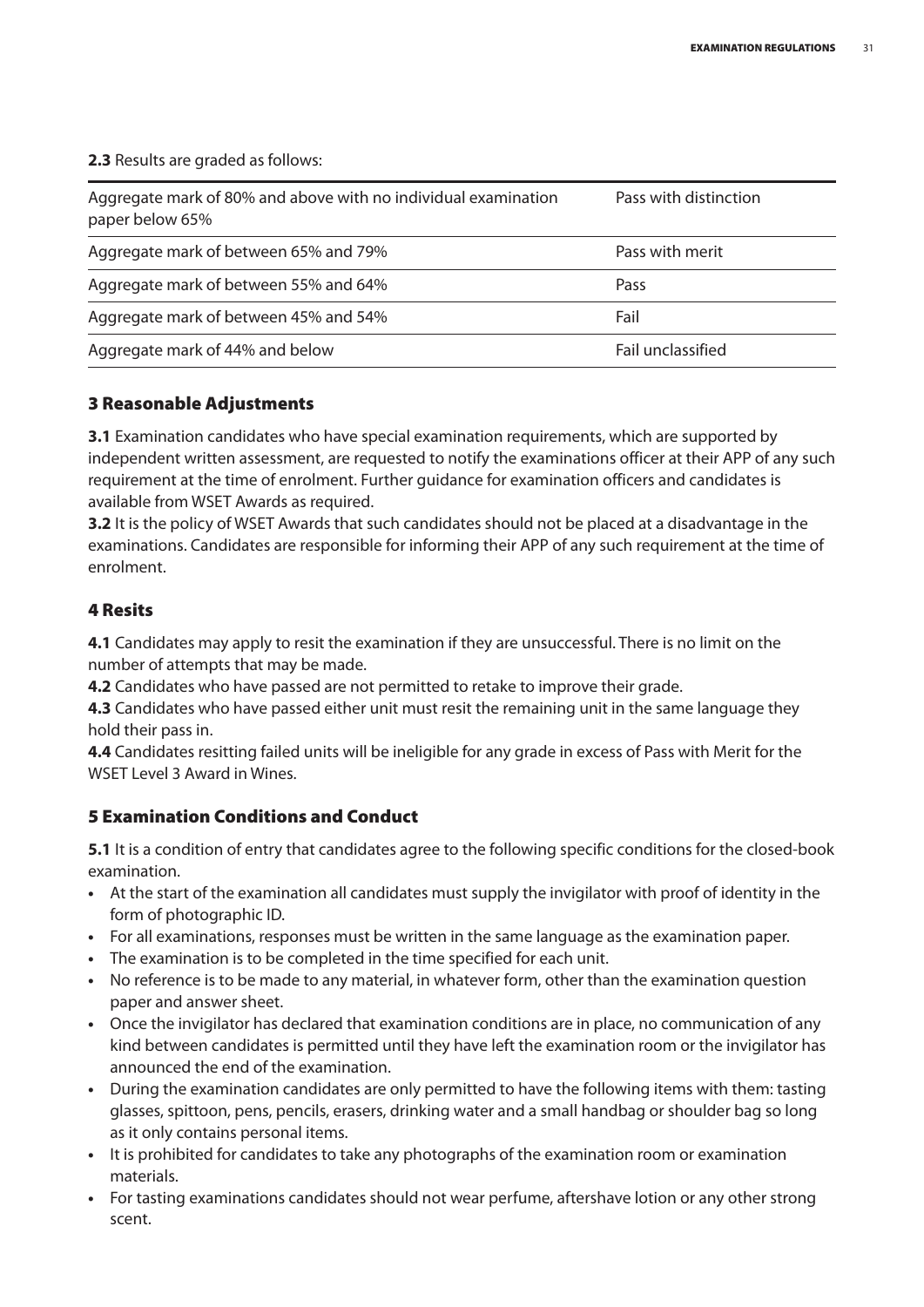**2.3** Results are graded as follows:

| Aggregate mark | Grade |
|---|---|
| Aggregate mark of 80% and above with no individual examination paper below 65% | Pass with distinction |
| Aggregate mark of between 65% and 79% | Pass with merit |
| Aggregate mark of between 55% and 64% | Pass |
| Aggregate mark of between 45% and 54% | Fail |
| Aggregate mark of 44% and below | Fail unclassified |

## 3 Reasonable Adjustments

**3.1** Examination candidates who have special examination requirements, which are supported by independent written assessment, are requested to notify the examinations officer at their APP of any such requirement at the time of enrolment. Further guidance for examination officers and candidates is available from WSET Awards as required.

**3.2** It is the policy of WSET Awards that such candidates should not be placed at a disadvantage in the examinations. Candidates are responsible for informing their APP of any such requirement at the time of enrolment.

## 4 Resits

**4.1** Candidates may apply to resit the examination if they are unsuccessful. There is no limit on the number of attempts that may be made.

**4.2** Candidates who have passed are not permitted to retake to improve their grade.

**4.3** Candidates who have passed either unit must resit the remaining unit in the same language they hold their pass in.

**4.4** Candidates resitting failed units will be ineligible for any grade in excess of Pass with Merit for the WSET Level 3 Award in Wines.

## 5 Examination Conditions and Conduct

**5.1** It is a condition of entry that candidates agree to the following specific conditions for the closed-book examination.

- At the start of the examination all candidates must supply the invigilator with proof of identity in the form of photographic ID.
- For all examinations, responses must be written in the same language as the examination paper.
- The examination is to be completed in the time specified for each unit.
- No reference is to be made to any material, in whatever form, other than the examination question paper and answer sheet.
- Once the invigilator has declared that examination conditions are in place, no communication of any kind between candidates is permitted until they have left the examination room or the invigilator has announced the end of the examination.
- During the examination candidates are only permitted to have the following items with them: tasting glasses, spittoon, pens, pencils, erasers, drinking water and a small handbag or shoulder bag so long as it only contains personal items.
- It is prohibited for candidates to take any photographs of the examination room or examination materials.
- For tasting examinations candidates should not wear perfume, aftershave lotion or any other strong scent.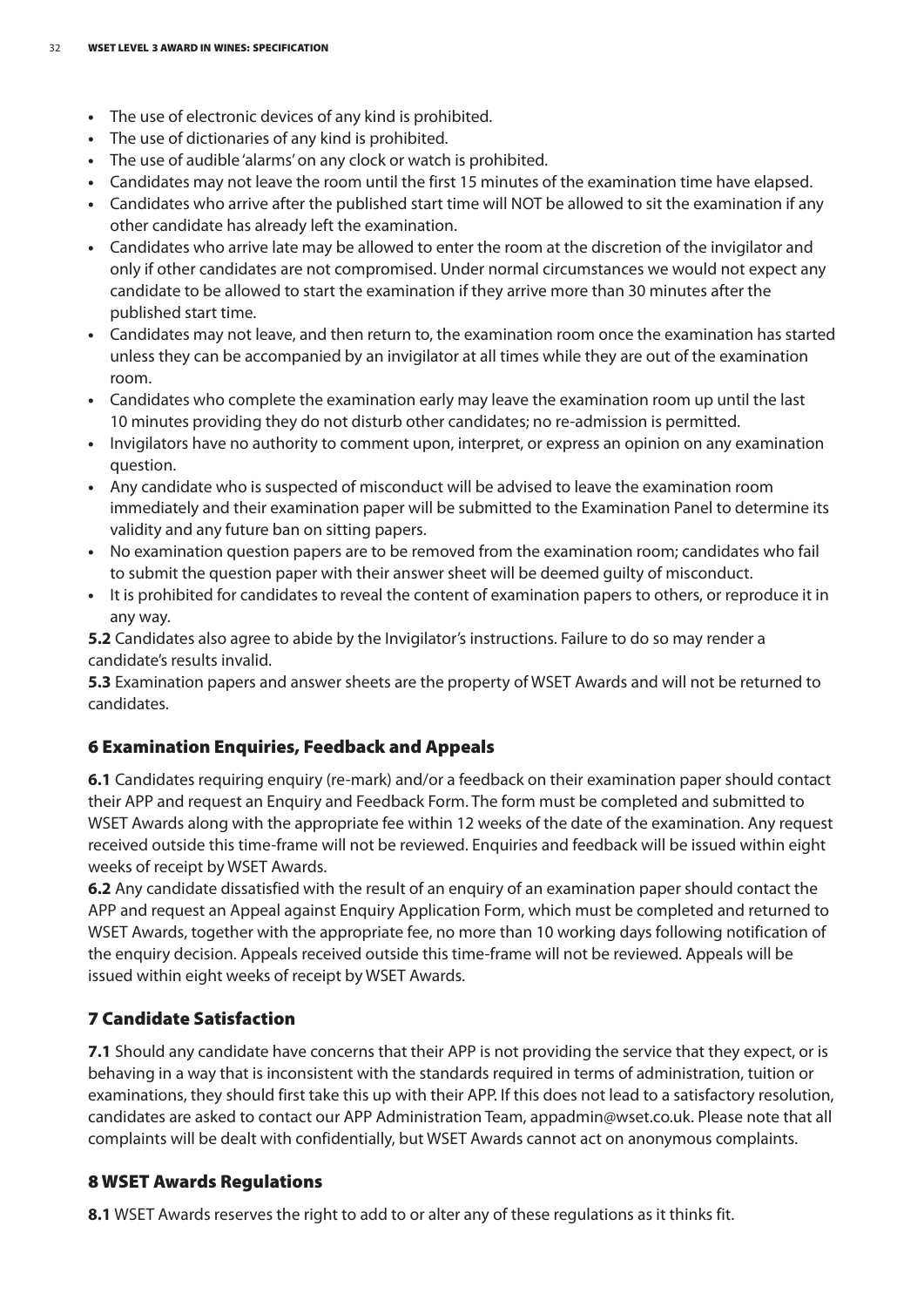- The use of electronic devices of any kind is prohibited.
- The use of dictionaries of any kind is prohibited.
- The use of audible 'alarms' on any clock or watch is prohibited.
- Candidates may not leave the room until the first 15 minutes of the examination time have elapsed.
- Candidates who arrive after the published start time will NOT be allowed to sit the examination if any other candidate has already left the examination.
- Candidates who arrive late may be allowed to enter the room at the discretion of the invigilator and only if other candidates are not compromised. Under normal circumstances we would not expect any candidate to be allowed to start the examination if they arrive more than 30 minutes after the published start time.
- Candidates may not leave, and then return to, the examination room once the examination has started unless they can be accompanied by an invigilator at all times while they are out of the examination room.
- Candidates who complete the examination early may leave the examination room up until the last 10 minutes providing they do not disturb other candidates; no re-admission is permitted.
- Invigilators have no authority to comment upon, interpret, or express an opinion on any examination question.
- Any candidate who is suspected of misconduct will be advised to leave the examination room immediately and their examination paper will be submitted to the Examination Panel to determine its validity and any future ban on sitting papers.
- No examination question papers are to be removed from the examination room; candidates who fail to submit the question paper with their answer sheet will be deemed guilty of misconduct.
- It is prohibited for candidates to reveal the content of examination papers to others, or reproduce it in any way.

**5.2** Candidates also agree to abide by the Invigilator's instructions. Failure to do so may render a candidate's results invalid.

**5.3** Examination papers and answer sheets are the property of WSET Awards and will not be returned to candidates.

## 6 Examination Enquiries, Feedback and Appeals

**6.1** Candidates requiring enquiry (re-mark) and/or a feedback on their examination paper should contact their APP and request an Enquiry and Feedback Form. The form must be completed and submitted to WSET Awards along with the appropriate fee within 12 weeks of the date of the examination. Any request received outside this time-frame will not be reviewed. Enquiries and feedback will be issued within eight weeks of receipt by WSET Awards.

**6.2** Any candidate dissatisfied with the result of an enquiry of an examination paper should contact the APP and request an Appeal against Enquiry Application Form, which must be completed and returned to WSET Awards, together with the appropriate fee, no more than 10 working days following notification of the enquiry decision. Appeals received outside this time-frame will not be reviewed. Appeals will be issued within eight weeks of receipt by WSET Awards.

## 7 Candidate Satisfaction

**7.1** Should any candidate have concerns that their APP is not providing the service that they expect, or is behaving in a way that is inconsistent with the standards required in terms of administration, tuition or examinations, they should first take this up with their APP. If this does not lead to a satisfactory resolution, candidates are asked to contact our APP Administration Team, appadmin@wset.co.uk. Please note that all complaints will be dealt with confidentially, but WSET Awards cannot act on anonymous complaints.

## 8 WSET Awards Regulations

**8.1** WSET Awards reserves the right to add to or alter any of these regulations as it thinks fit.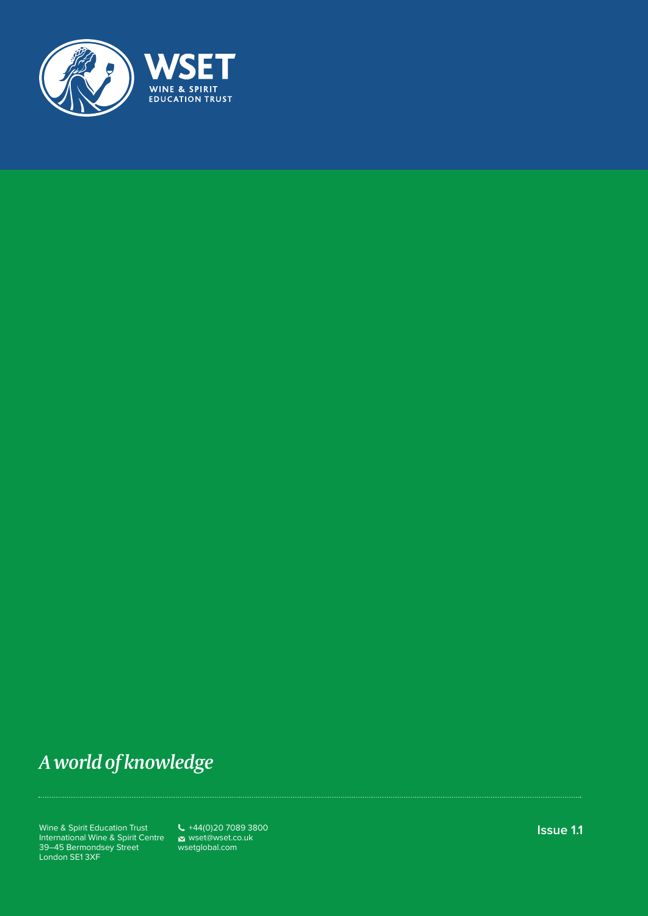WSET

WINE & SPIRIT
EDUCATION TRUST

*A world of knowledge*

Wine & Spirit Education Trust
International Wine & Spirit Centre
39–45 Bermondsey Street
London SE1 3XF

+44(0)20 7089 3800
wset@wset.co.uk
wsetglobal.com

**Issue 1.1**